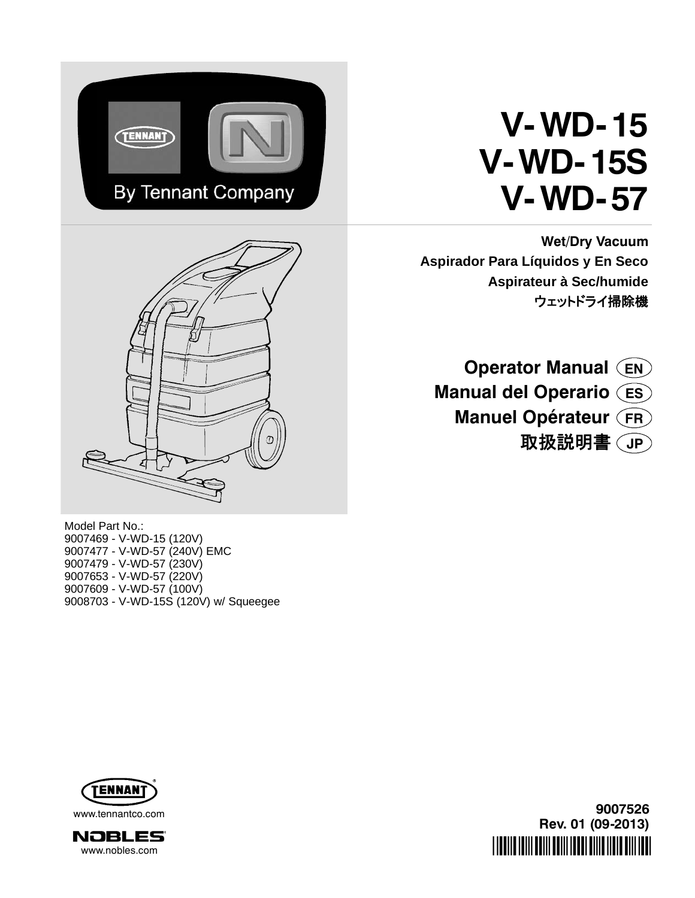By Tennant Company

# V-WD-15
# V-WD-15S
# V-WD-57

**Wet/Dry Vacuum**

**Aspirador Para Líquidos y En Seco**

**Aspirateur à Sec/humide**

**ウェットドライ掃除機**

## Operator Manual (EN)
## Manual del Operario (ES)
## Manuel Opérateur (FR)
## 取扱説明書 (JP)

Model Part No.:
9007469 - V-WD-15 (120V)
9007477 - V-WD-57 (240V) EMC
9007479 - V-WD-57 (230V)
9007653 - V-WD-57 (220V)
9007609 - V-WD-57 (100V)
9008703 - V-WD-15S (120V) w/ Squeegee

TENNANT®
www.tennantco.com

NOBLES®
www.nobles.com

**9007526**
**Rev. 01 (09-2013)**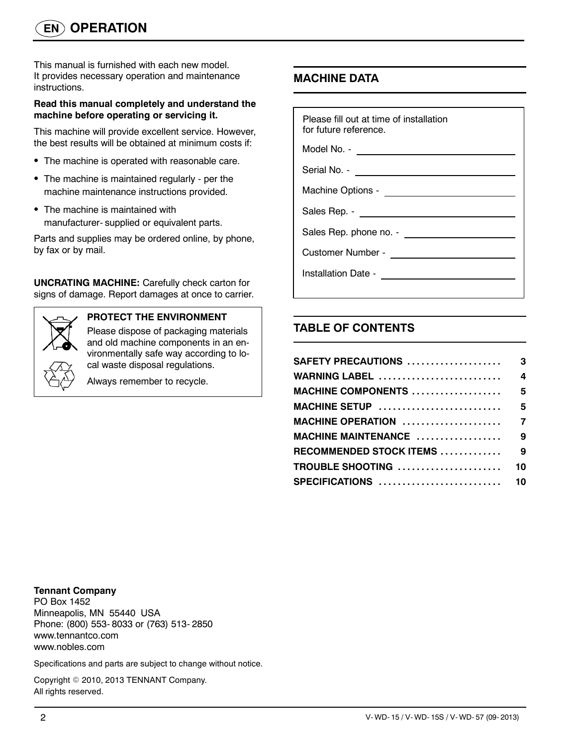# OPERATION

This manual is furnished with each new model. It provides necessary operation and maintenance instructions.

**Read this manual completely and understand the machine before operating or servicing it.**

This machine will provide excellent service. However, the best results will be obtained at minimum costs if:

- The machine is operated with reasonable care.
- The machine is maintained regularly - per the machine maintenance instructions provided.
- The machine is maintained with manufacturer- supplied or equivalent parts.

Parts and supplies may be ordered online, by phone, by fax or by mail.

**UNCRATING MACHINE:** Carefully check carton for signs of damage. Report damages at once to carrier.

**PROTECT THE ENVIRONMENT**

Please dispose of packaging materials and old machine components in an environmentally safe way according to local waste disposal regulations.

Always remember to recycle.

## MACHINE DATA

Please fill out at time of installation for future reference.

Model No. - ____________________

Serial No. - ____________________

Machine Options - ____________________

Sales Rep. - ____________________

Sales Rep. phone no. - ____________________

Customer Number - ____________________

Installation Date - ____________________

## TABLE OF CONTENTS

| Section | Page |
|---|---|
| SAFETY PRECAUTIONS | 3 |
| WARNING LABEL | 4 |
| MACHINE COMPONENTS | 5 |
| MACHINE SETUP | 5 |
| MACHINE OPERATION | 7 |
| MACHINE MAINTENANCE | 9 |
| RECOMMENDED STOCK ITEMS | 9 |
| TROUBLE SHOOTING | 10 |
| SPECIFICATIONS | 10 |

**Tennant Company**
PO Box 1452
Minneapolis, MN 55440 USA
Phone: (800) 553- 8033 or (763) 513- 2850
www.tennantco.com
www.nobles.com

Specifications and parts are subject to change without notice.

Copyright © 2010, 2013 TENNANT Company.
All rights reserved.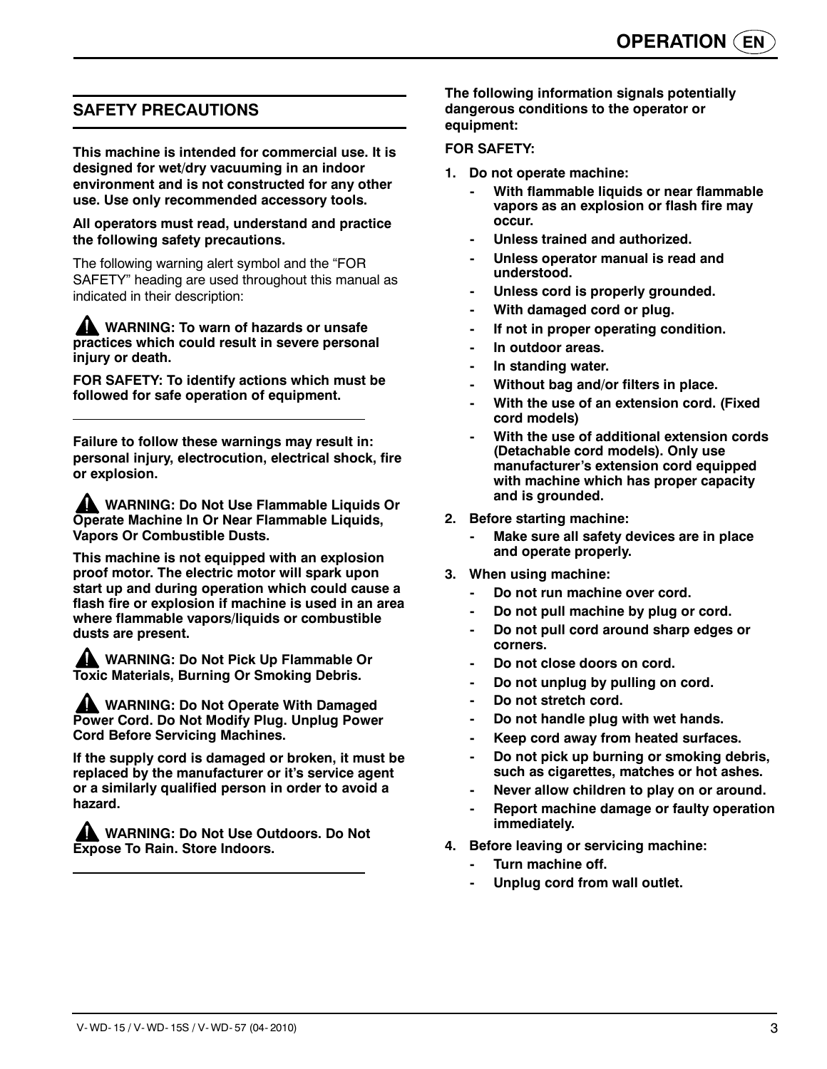## SAFETY PRECAUTIONS

**This machine is intended for commercial use. It is designed for wet/dry vacuuming in an indoor environment and is not constructed for any other use. Use only recommended accessory tools.**

**All operators must read, understand and practice the following safety precautions.**

The following warning alert symbol and the “FOR SAFETY” heading are used throughout this manual as indicated in their description:

**⚠ WARNING: To warn of hazards or unsafe practices which could result in severe personal injury or death.**

**FOR SAFETY: To identify actions which must be followed for safe operation of equipment.**

---

**Failure to follow these warnings may result in: personal injury, electrocution, electrical shock, fire or explosion.**

**⚠ WARNING: Do Not Use Flammable Liquids Or Operate Machine In Or Near Flammable Liquids, Vapors Or Combustible Dusts.**

**This machine is not equipped with an explosion proof motor. The electric motor will spark upon start up and during operation which could cause a flash fire or explosion if machine is used in an area where flammable vapors/liquids or combustible dusts are present.**

**⚠ WARNING: Do Not Pick Up Flammable Or Toxic Materials, Burning Or Smoking Debris.**

**⚠ WARNING: Do Not Operate With Damaged Power Cord. Do Not Modify Plug. Unplug Power Cord Before Servicing Machines.**

**If the supply cord is damaged or broken, it must be replaced by the manufacturer or it’s service agent or a similarly qualified person in order to avoid a hazard.**

**⚠ WARNING: Do Not Use Outdoors. Do Not Expose To Rain. Store Indoors.**

---

**The following information signals potentially dangerous conditions to the operator or equipment:**

**FOR SAFETY:**

1. **Do not operate machine:**
   - **With flammable liquids or near flammable vapors as an explosion or flash fire may occur.**
   - **Unless trained and authorized.**
   - **Unless operator manual is read and understood.**
   - **Unless cord is properly grounded.**
   - **With damaged cord or plug.**
   - **If not in proper operating condition.**
   - **In outdoor areas.**
   - **In standing water.**
   - **Without bag and/or filters in place.**
   - **With the use of an extension cord. (Fixed cord models)**
   - **With the use of additional extension cords (Detachable cord models). Only use manufacturer’s extension cord equipped with machine which has proper capacity and is grounded.**
2. **Before starting machine:**
   - **Make sure all safety devices are in place and operate properly.**
3. **When using machine:**
   - **Do not run machine over cord.**
   - **Do not pull machine by plug or cord.**
   - **Do not pull cord around sharp edges or corners.**
   - **Do not close doors on cord.**
   - **Do not unplug by pulling on cord.**
   - **Do not stretch cord.**
   - **Do not handle plug with wet hands.**
   - **Keep cord away from heated surfaces.**
   - **Do not pick up burning or smoking debris, such as cigarettes, matches or hot ashes.**
   - **Never allow children to play on or around.**
   - **Report machine damage or faulty operation immediately.**
4. **Before leaving or servicing machine:**
   - **Turn machine off.**
   - **Unplug cord from wall outlet.**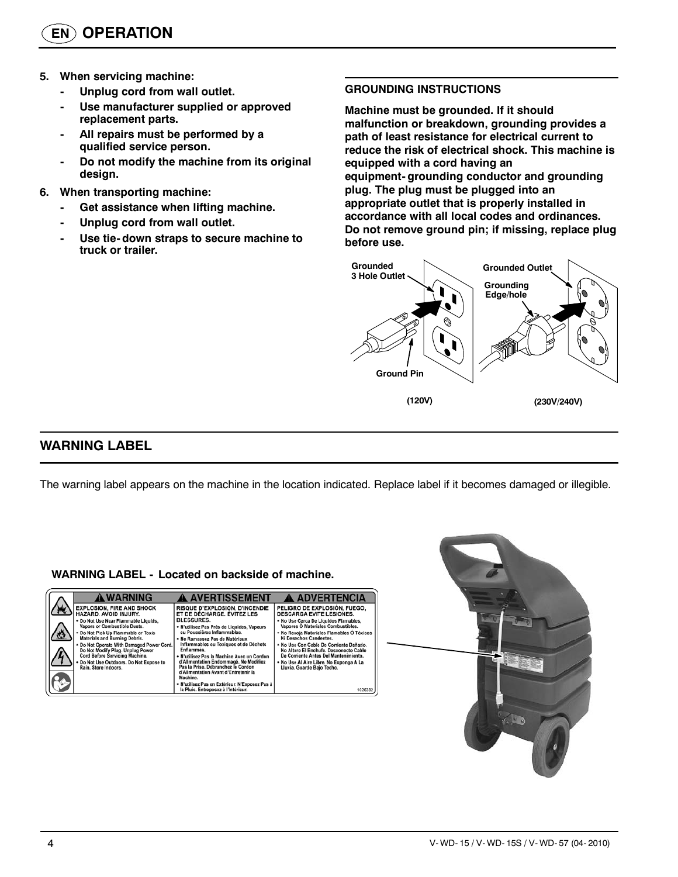# OPERATION

5. **When servicing machine:**
   - **Unplug cord from wall outlet.**
   - **Use manufacturer supplied or approved replacement parts.**
   - **All repairs must be performed by a qualified service person.**
   - **Do not modify the machine from its original design.**
6. **When transporting machine:**
   - **Get assistance when lifting machine.**
   - **Unplug cord from wall outlet.**
   - **Use tie-down straps to secure machine to truck or trailer.**

### GROUNDING INSTRUCTIONS

**Machine must be grounded. If it should malfunction or breakdown, grounding provides a path of least resistance for electrical current to reduce the risk of electrical shock. This machine is equipped with a cord having an equipment-grounding conductor and grounding plug. The plug must be plugged into an appropriate outlet that is properly installed in accordance with all local codes and ordinances. Do not remove ground pin; if missing, replace plug before use.**

Grounded 3 Hole Outlet — Ground Pin — (120V)

Grounded Outlet — Grounding Edge/hole — (230V/240V)

## WARNING LABEL

The warning label appears on the machine in the location indicated. Replace label if it becomes damaged or illegible.

**WARNING LABEL - Located on backside of machine.**

| ⚠ WARNING | ⚠ AVERTISSEMENT | ⚠ ADVERTENCIA |
|---|---|---|
| EXPLOSION, FIRE AND SHOCK HAZARD. AVOID INJURY. | RISQUE D'EXPLOSION, D'INCENDIE ET DE DÉCHARGE. ÉVITEZ LES BLESSURES. | PELIGRO DE EXPLOSIÓN, FUEGO, DESCARGA EVITE LESIONES. |
| • Do Not Use Near Flammable Liquids, Vapors or Combustible Dusts. | • N'utilisez Pas Près de Liquides, Vapeurs ou Poussières Inflammables. | • No Use Cerca De Líquidos Flamables, Vapores Ó Materiales Combustibles. |
| • Do Not Pick Up Flammable or Toxic Materials and Burning Debris. | • Ne Ramassez Pas de Matériaux Inflammables ou Toxiques et de Déchets Enflammés. | • No Recoja Materiales Flamables Ó Tóxicos Ni Desechos Candentes. |
| • Do Not Operate With Damaged Power Cord. Do Not Modify Plug. Unplug Power Cord Before Servicing Machine. | • N'utilisez Pas la Machine Avec un Cordon d'Alimentation Endommagé. Ne Modifiez Pas la Prise. Débranchez le Cordon d'Alimentation Avant d'Entretenir la Machine. | • No Use Con Cable De Corriente Dañado. No Altere El Enchufe. Desconecte Cable De Corriente Antes Del Mantenimiento. |
| • Do Not Use Outdoors. Do Not Expose to Rain. Store Indoors. | • N'utilisez Pas en Extérieur. N'Exposez Pas à la Pluie. Entreposez à l'Intérieur. | • No Use Al Aire Libre. No Exponga A La Lluvia. Guarde Bajo Techo. |

1026382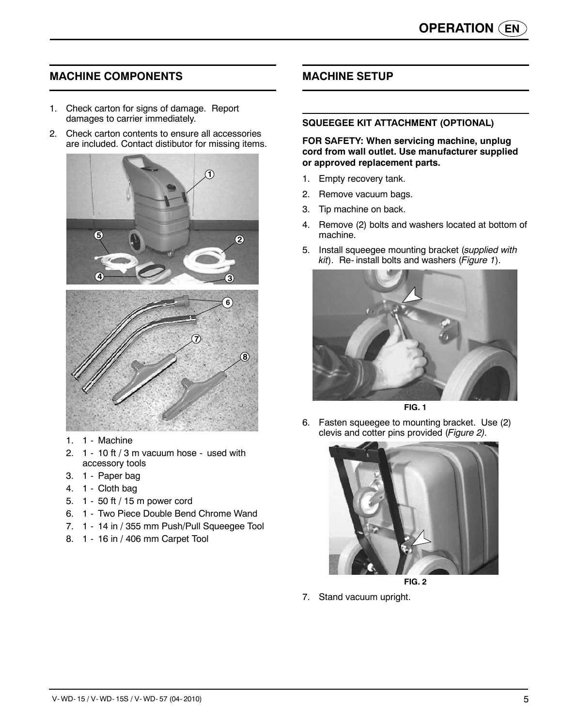## MACHINE COMPONENTS

1. Check carton for signs of damage. Report damages to carrier immediately.
2. Check carton contents to ensure all accessories are included. Contact distibutor for missing items.

1. 1 - Machine
2. 1 - 10 ft / 3 m vacuum hose - used with accessory tools
3. 1 - Paper bag
4. 1 - Cloth bag
5. 1 - 50 ft / 15 m power cord
6. 1 - Two Piece Double Bend Chrome Wand
7. 1 - 14 in / 355 mm Push/Pull Squeegee Tool
8. 1 - 16 in / 406 mm Carpet Tool

## MACHINE SETUP

### SQUEEGEE KIT ATTACHMENT (OPTIONAL)

**FOR SAFETY: When servicing machine, unplug cord from wall outlet. Use manufacturer supplied or approved replacement parts.**

1. Empty recovery tank.
2. Remove vacuum bags.
3. Tip machine on back.
4. Remove (2) bolts and washers located at bottom of machine.
5. Install squeegee mounting bracket (*supplied with kit*). Re- install bolts and washers (*Figure 1*).

**FIG. 1**

6. Fasten squeegee to mounting bracket. Use (2) clevis and cotter pins provided (*Figure 2).*

**FIG. 2**

7. Stand vacuum upright.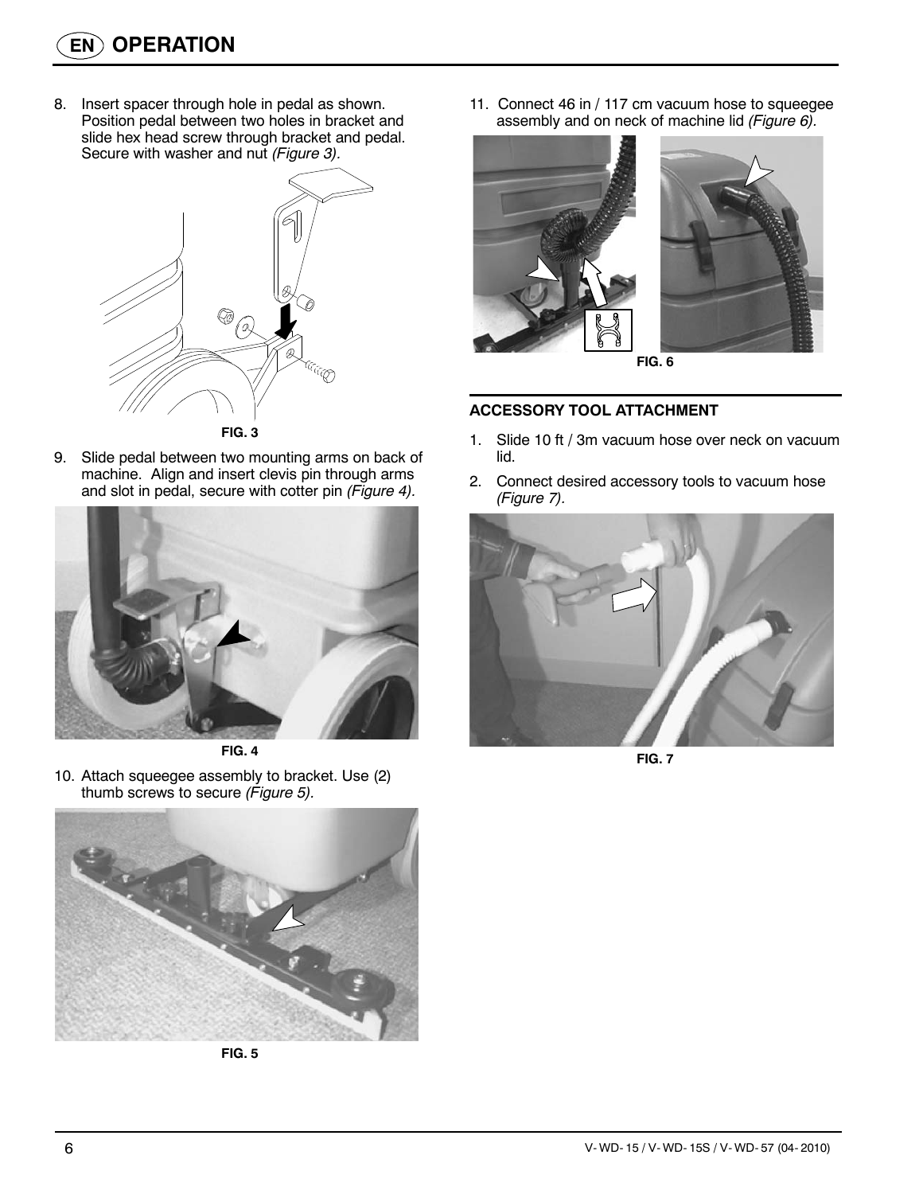# OPERATION

8. Insert spacer through hole in pedal as shown. Position pedal between two holes in bracket and slide hex head screw through bracket and pedal. Secure with washer and nut *(Figure 3)*.

FIG. 3

9. Slide pedal between two mounting arms on back of machine. Align and insert clevis pin through arms and slot in pedal, secure with cotter pin *(Figure 4).*

FIG. 4

10. Attach squeegee assembly to bracket. Use (2) thumb screws to secure *(Figure 5).*

FIG. 5

11. Connect 46 in / 117 cm vacuum hose to squeegee assembly and on neck of machine lid *(Figure 6)*.

FIG. 6

## ACCESSORY TOOL ATTACHMENT

1. Slide 10 ft / 3m vacuum hose over neck on vacuum lid.
2. Connect desired accessory tools to vacuum hose *(Figure 7)*.

FIG. 7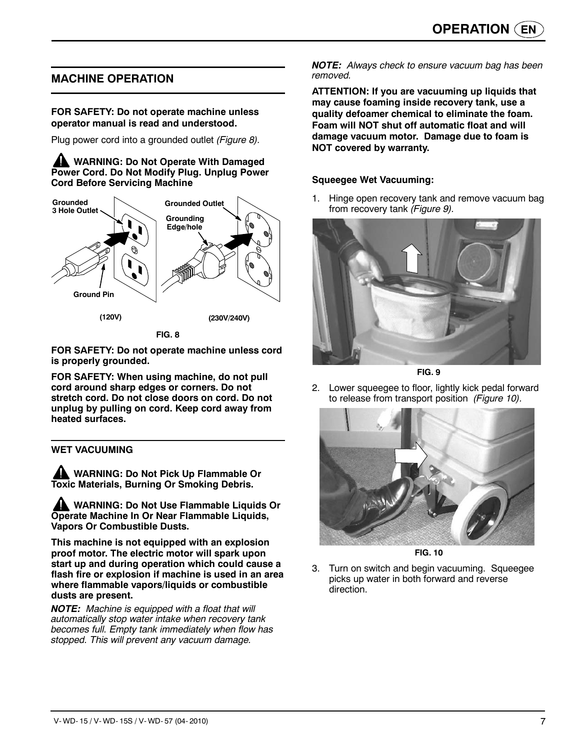## MACHINE OPERATION

**FOR SAFETY: Do not operate machine unless operator manual is read and understood.**

Plug power cord into a grounded outlet *(Figure 8)*.

**⚠ WARNING: Do Not Operate With Damaged Power Cord. Do Not Modify Plug. Unplug Power Cord Before Servicing Machine**

Grounded 3 Hole Outlet — Ground Pin — (120V)

Grounded Outlet — Grounding Edge/hole — (230V/240V)

FIG. 8

**FOR SAFETY: Do not operate machine unless cord is properly grounded.**

**FOR SAFETY: When using machine, do not pull cord around sharp edges or corners. Do not stretch cord. Do not close doors on cord. Do not unplug by pulling on cord. Keep cord away from heated surfaces.**

### WET VACUUMING

**⚠ WARNING: Do Not Pick Up Flammable Or Toxic Materials, Burning Or Smoking Debris.**

**⚠ WARNING: Do Not Use Flammable Liquids Or Operate Machine In Or Near Flammable Liquids, Vapors Or Combustible Dusts.**

**This machine is not equipped with an explosion proof motor. The electric motor will spark upon start up and during operation which could cause a flash fire or explosion if machine is used in an area where flammable vapors/liquids or combustible dusts are present.**

***NOTE:*** *Machine is equipped with a float that will automatically stop water intake when recovery tank becomes full. Empty tank immediately when flow has stopped. This will prevent any vacuum damage.*

***NOTE:*** *Always check to ensure vacuum bag has been removed.*

**ATTENTION: If you are vacuuming up liquids that may cause foaming inside recovery tank, use a quality defoamer chemical to eliminate the foam. Foam will NOT shut off automatic float and will damage vacuum motor. Damage due to foam is NOT covered by warranty.**

**Squeegee Wet Vacuuming:**

1. Hinge open recovery tank and remove vacuum bag from recovery tank *(Figure 9)*.

FIG. 9

2. Lower squeegee to floor, lightly kick pedal forward to release from transport position *(Figure 10)*.

FIG. 10

3. Turn on switch and begin vacuuming. Squeegee picks up water in both forward and reverse direction.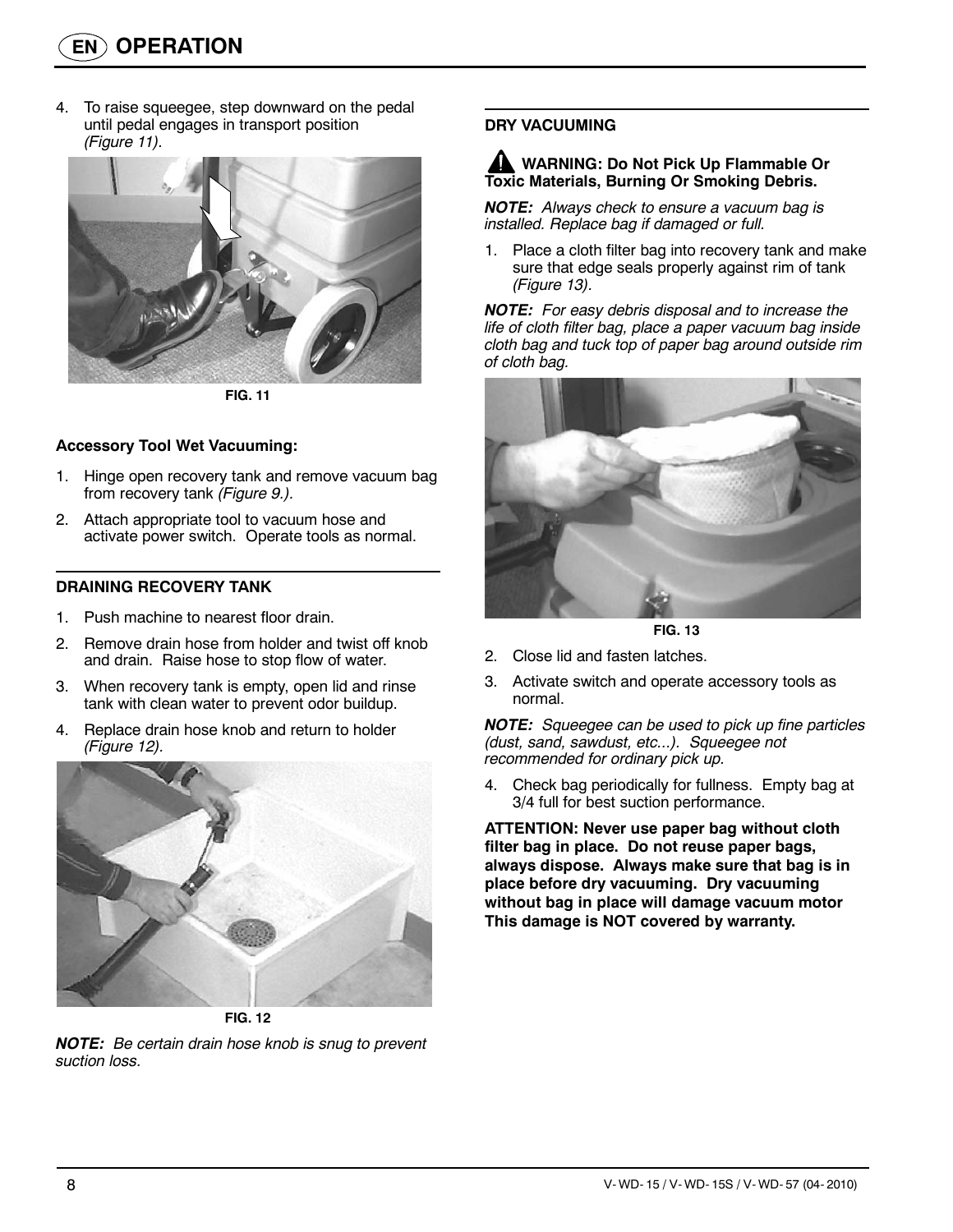# OPERATION

4. To raise squeegee, step downward on the pedal until pedal engages in transport position *(Figure 11)*.

**FIG. 11**

**Accessory Tool Wet Vacuuming:**

1. Hinge open recovery tank and remove vacuum bag from recovery tank *(Figure 9.)*.
2. Attach appropriate tool to vacuum hose and activate power switch. Operate tools as normal.

## DRAINING RECOVERY TANK

1. Push machine to nearest floor drain.
2. Remove drain hose from holder and twist off knob and drain. Raise hose to stop flow of water.
3. When recovery tank is empty, open lid and rinse tank with clean water to prevent odor buildup.
4. Replace drain hose knob and return to holder *(Figure 12).*

**FIG. 12**

***NOTE:*** *Be certain drain hose knob is snug to prevent suction loss.*

## DRY VACUUMING

**WARNING: Do Not Pick Up Flammable Or Toxic Materials, Burning Or Smoking Debris.**

***NOTE:*** *Always check to ensure a vacuum bag is installed. Replace bag if damaged or full.*

1. Place a cloth filter bag into recovery tank and make sure that edge seals properly against rim of tank *(Figure 13).*

***NOTE:*** *For easy debris disposal and to increase the life of cloth filter bag, place a paper vacuum bag inside cloth bag and tuck top of paper bag around outside rim of cloth bag.*

**FIG. 13**

2. Close lid and fasten latches.
3. Activate switch and operate accessory tools as normal.

***NOTE:*** *Squeegee can be used to pick up fine particles (dust, sand, sawdust, etc...). Squeegee not recommended for ordinary pick up.*

4. Check bag periodically for fullness. Empty bag at 3/4 full for best suction performance.

**ATTENTION: Never use paper bag without cloth filter bag in place. Do not reuse paper bags, always dispose. Always make sure that bag is in place before dry vacuuming. Dry vacuuming without bag in place will damage vacuum motor This damage is NOT covered by warranty.**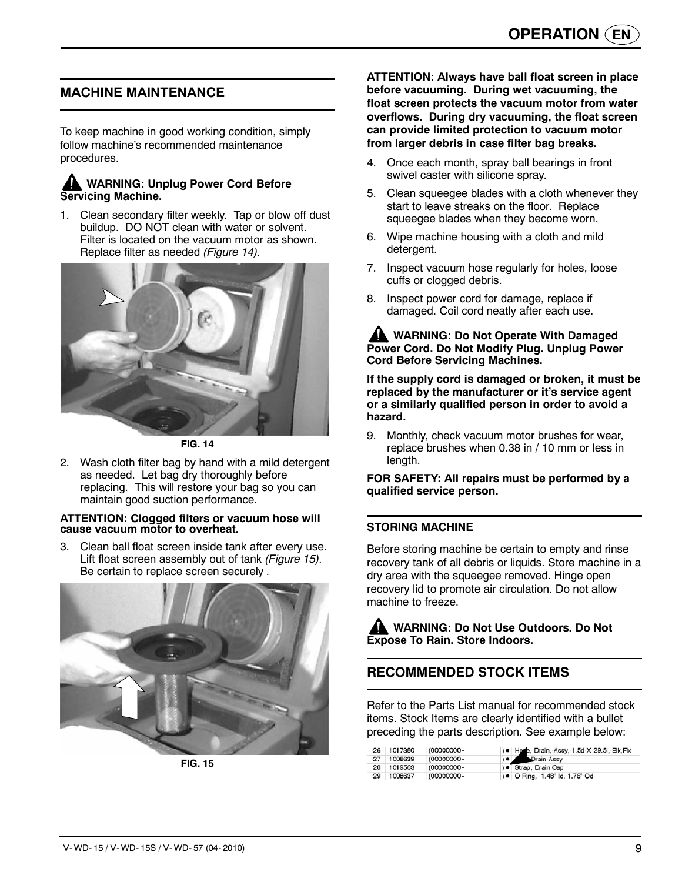## MACHINE MAINTENANCE

To keep machine in good working condition, simply follow machine's recommended maintenance procedures.

**⚠ WARNING: Unplug Power Cord Before Servicing Machine.**

1. Clean secondary filter weekly. Tap or blow off dust buildup. DO NOT clean with water or solvent. Filter is located on the vacuum motor as shown. Replace filter as needed *(Figure 14)*.

**FIG. 14**

2. Wash cloth filter bag by hand with a mild detergent as needed. Let bag dry thoroughly before replacing. This will restore your bag so you can maintain good suction performance.

**ATTENTION: Clogged filters or vacuum hose will cause vacuum motor to overheat.**

3. Clean ball float screen inside tank after every use. Lift float screen assembly out of tank *(Figure 15)*. Be certain to replace screen securely .

**FIG. 15**

**ATTENTION: Always have ball float screen in place before vacuuming. During wet vacuuming, the float screen protects the vacuum motor from water overflows. During dry vacuuming, the float screen can provide limited protection to vacuum motor from larger debris in case filter bag breaks.**

4. Once each month, spray ball bearings in front swivel caster with silicone spray.
5. Clean squeegee blades with a cloth whenever they start to leave streaks on the floor. Replace squeegee blades when they become worn.
6. Wipe machine housing with a cloth and mild detergent.
7. Inspect vacuum hose regularly for holes, loose cuffs or clogged debris.
8. Inspect power cord for damage, replace if damaged. Coil cord neatly after each use.

**⚠ WARNING: Do Not Operate With Damaged Power Cord. Do Not Modify Plug. Unplug Power Cord Before Servicing Machines.**

**If the supply cord is damaged or broken, it must be replaced by the manufacturer or it's service agent or a similarly qualified person in order to avoid a hazard.**

9. Monthly, check vacuum motor brushes for wear, replace brushes when 0.38 in / 10 mm or less in length.

**FOR SAFETY: All repairs must be performed by a qualified service person.**

### STORING MACHINE

Before storing machine be certain to empty and rinse recovery tank of all debris or liquids. Store machine in a dry area with the squeegee removed. Hinge open recovery lid to promote air circulation. Do not allow machine to freeze.

**⚠ WARNING: Do Not Use Outdoors. Do Not Expose To Rain. Store Indoors.**

## RECOMMENDED STOCK ITEMS

Refer to the Parts List manual for recommended stock items. Stock Items are clearly identified with a bullet preceding the parts description. See example below:

| | | | |
|---|---|---|---|
| 26 | 1017380 | (00000000- | ) ● Hose, Drain, Assy, 1.5d X 29.5l, Blk,Fix |
| 27 | 1008639 | (00000000- | ) ● Drain Assy |
| 28 | 1019563 | (00000000- | ) ● Strap, Drain Cap |
| 29 | 1008637 | (00000000- | ) ● O Ring, 1.48" Id, 1.76" Od |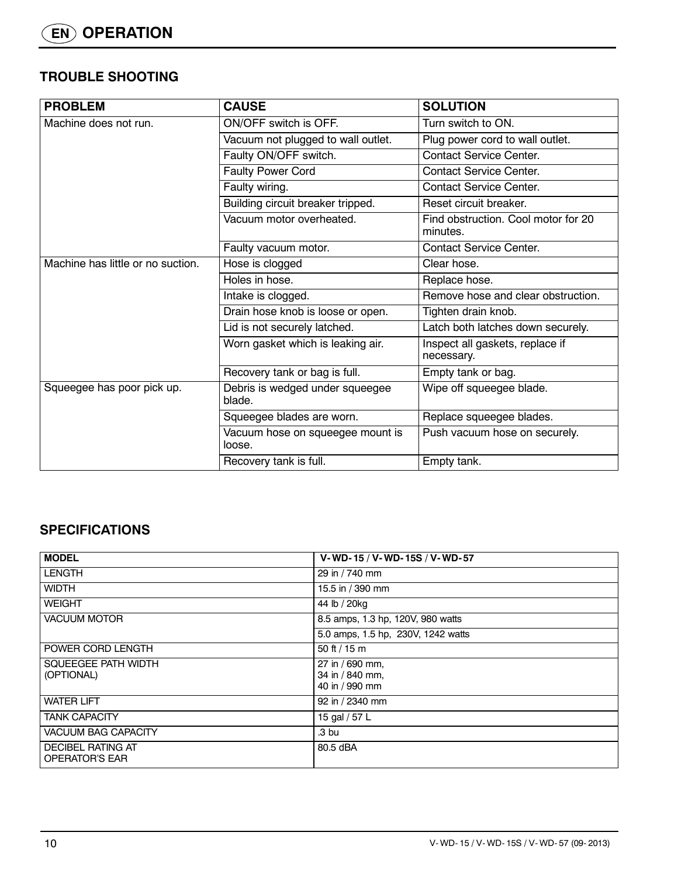# OPERATION

## TROUBLE SHOOTING

| PROBLEM | CAUSE | SOLUTION |
|---|---|---|
| Machine does not run. | ON/OFF switch is OFF. | Turn switch to ON. |
| | Vacuum not plugged to wall outlet. | Plug power cord to wall outlet. |
| | Faulty ON/OFF switch. | Contact Service Center. |
| | Faulty Power Cord | Contact Service Center. |
| | Faulty wiring. | Contact Service Center. |
| | Building circuit breaker tripped. | Reset circuit breaker. |
| | Vacuum motor overheated. | Find obstruction. Cool motor for 20 minutes. |
| | Faulty vacuum motor. | Contact Service Center. |
| Machine has little or no suction. | Hose is clogged | Clear hose. |
| | Holes in hose. | Replace hose. |
| | Intake is clogged. | Remove hose and clear obstruction. |
| | Drain hose knob is loose or open. | Tighten drain knob. |
| | Lid is not securely latched. | Latch both latches down securely. |
| | Worn gasket which is leaking air. | Inspect all gaskets, replace if necessary. |
| | Recovery tank or bag is full. | Empty tank or bag. |
| Squeegee has poor pick up. | Debris is wedged under squeegee blade. | Wipe off squeegee blade. |
| | Squeegee blades are worn. | Replace squeegee blades. |
| | Vacuum hose on squeegee mount is loose. | Push vacuum hose on securely. |
| | Recovery tank is full. | Empty tank. |

## SPECIFICATIONS

| MODEL | V-WD-15 / V-WD-15S / V-WD-57 |
|---|---|
| LENGTH | 29 in / 740 mm |
| WIDTH | 15.5 in / 390 mm |
| WEIGHT | 44 lb / 20kg |
| VACUUM MOTOR | 8.5 amps, 1.3 hp, 120V, 980 watts |
| | 5.0 amps, 1.5 hp, 230V, 1242 watts |
| POWER CORD LENGTH | 50 ft / 15 m |
| SQUEEGEE PATH WIDTH (OPTIONAL) | 27 in / 690 mm, 34 in / 840 mm, 40 in / 990 mm |
| WATER LIFT | 92 in / 2340 mm |
| TANK CAPACITY | 15 gal / 57 L |
| VACUUM BAG CAPACITY | .3 bu |
| DECIBEL RATING AT OPERATOR'S EAR | 80.5 dBA |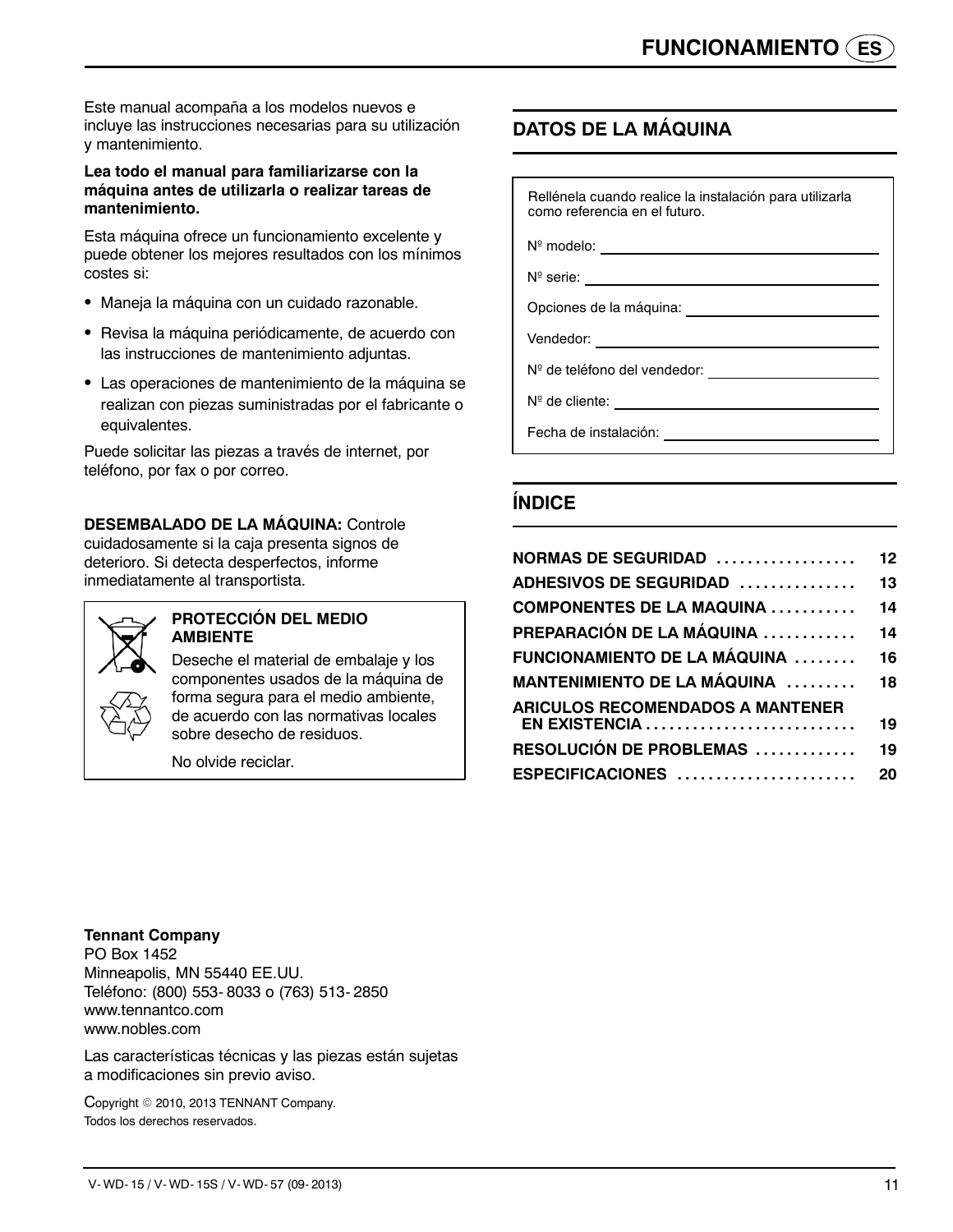Este manual acompaña a los modelos nuevos e incluye las instrucciones necesarias para su utilización y mantenimiento.

**Lea todo el manual para familiarizarse con la máquina antes de utilizarla o realizar tareas de mantenimiento.**

Esta máquina ofrece un funcionamiento excelente y puede obtener los mejores resultados con los mínimos costes si:

- Maneja la máquina con un cuidado razonable.
- Revisa la máquina periódicamente, de acuerdo con las instrucciones de mantenimiento adjuntas.
- Las operaciones de mantenimiento de la máquina se realizan con piezas suministradas por el fabricante o equivalentes.

Puede solicitar las piezas a través de internet, por teléfono, por fax o por correo.

**DESEMBALADO DE LA MÁQUINA:** Controle cuidadosamente si la caja presenta signos de deterioro. Si detecta desperfectos, informe inmediatamente al transportista.

**PROTECCIÓN DEL MEDIO AMBIENTE**

Deseche el material de embalaje y los componentes usados de la máquina de forma segura para el medio ambiente, de acuerdo con las normativas locales sobre desecho de residuos.

No olvide reciclar.

**Tennant Company**
PO Box 1452
Minneapolis, MN 55440 EE.UU.
Teléfono: (800) 553- 8033 o (763) 513- 2850
www.tennantco.com
www.nobles.com

Las características técnicas y las piezas están sujetas a modificaciones sin previo aviso.

Copyright © 2010, 2013 TENNANT Company.
Todos los derechos reservados.

## DATOS DE LA MÁQUINA

Rellénela cuando realice la instalación para utilizarla como referencia en el futuro.

Nº modelo: ______________________

Nº serie: ______________________

Opciones de la máquina: ______________________

Vendedor: ______________________

Nº de teléfono del vendedor: ______________________

Nº de cliente: ______________________

Fecha de instalación: ______________________

## ÍNDICE

| | |
|---|---|
| **NORMAS DE SEGURIDAD** | **12** |
| **ADHESIVOS DE SEGURIDAD** | **13** |
| **COMPONENTES DE LA MAQUINA** | **14** |
| **PREPARACIÓN DE LA MÁQUINA** | **14** |
| **FUNCIONAMIENTO DE LA MÁQUINA** | **16** |
| **MANTENIMIENTO DE LA MÁQUINA** | **18** |
| **ARICULOS RECOMENDADOS A MANTENER EN EXISTENCIA** | **19** |
| **RESOLUCIÓN DE PROBLEMAS** | **19** |
| **ESPECIFICACIONES** | **20** |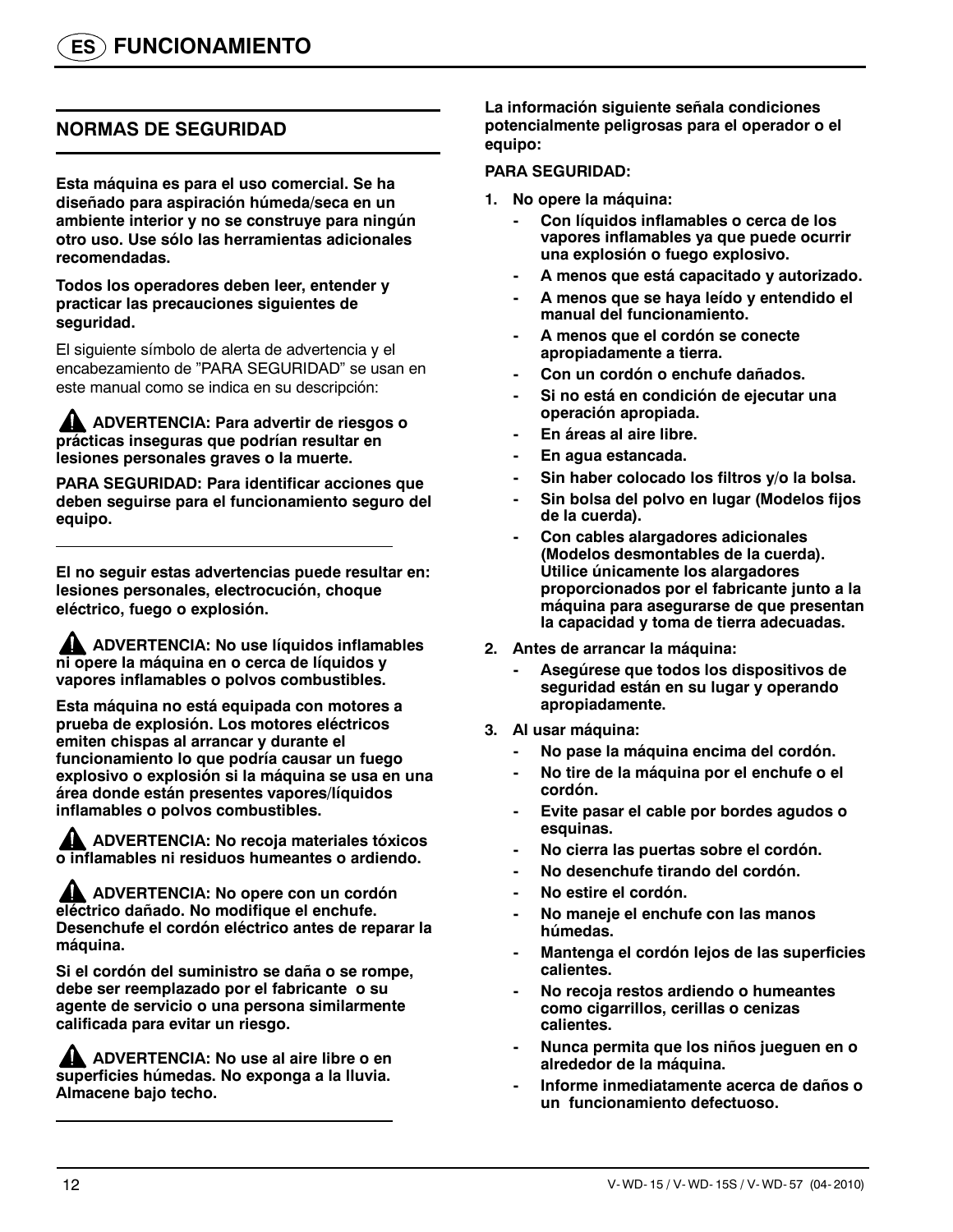# FUNCIONAMIENTO

## NORMAS DE SEGURIDAD

**Esta máquina es para el uso comercial. Se ha diseñado para aspiración húmeda/seca en un ambiente interior y no se construye para ningún otro uso. Use sólo las herramientas adicionales recomendadas.**

**Todos los operadores deben leer, entender y practicar las precauciones siguientes de seguridad.**

El siguiente símbolo de alerta de advertencia y el encabezamiento de "PARA SEGURIDAD" se usan en este manual como se indica en su descripción:

**⚠ ADVERTENCIA: Para advertir de riesgos o prácticas inseguras que podrían resultar en lesiones personales graves o la muerte.**

**PARA SEGURIDAD: Para identificar acciones que deben seguirse para el funcionamiento seguro del equipo.**

---

**El no seguir estas advertencias puede resultar en: lesiones personales, electrocución, choque eléctrico, fuego o explosión.**

**⚠ ADVERTENCIA: No use líquidos inflamables ni opere la máquina en o cerca de líquidos y vapores inflamables o polvos combustibles.**

**Esta máquina no está equipada con motores a prueba de explosión. Los motores eléctricos emiten chispas al arrancar y durante el funcionamiento lo que podría causar un fuego explosivo o explosión si la máquina se usa en una área donde están presentes vapores/líquidos inflamables o polvos combustibles.**

**⚠ ADVERTENCIA: No recoja materiales tóxicos o inflamables ni residuos humeantes o ardiendo.**

**⚠ ADVERTENCIA: No opere con un cordón eléctrico dañado. No modifique el enchufe. Desenchufe el cordón eléctrico antes de reparar la máquina.**

**Si el cordón del suministro se daña o se rompe, debe ser reemplazado por el fabricante o su agente de servicio o una persona similarmente calificada para evitar un riesgo.**

**⚠ ADVERTENCIA: No use al aire libre o en superficies húmedas. No exponga a la lluvia. Almacene bajo techo.**

---

**La información siguiente señala condiciones potencialmente peligrosas para el operador o el equipo:**

**PARA SEGURIDAD:**

1. **No opere la máquina:**
   - **Con líquidos inflamables o cerca de los vapores inflamables ya que puede ocurrir una explosión o fuego explosivo.**
   - **A menos que está capacitado y autorizado.**
   - **A menos que se haya leído y entendido el manual del funcionamiento.**
   - **A menos que el cordón se conecte apropiadamente a tierra.**
   - **Con un cordón o enchufe dañados.**
   - **Si no está en condición de ejecutar una operación apropiada.**
   - **En áreas al aire libre.**
   - **En agua estancada.**
   - **Sin haber colocado los filtros y/o la bolsa.**
   - **Sin bolsa del polvo en lugar (Modelos fijos de la cuerda).**
   - **Con cables alargadores adicionales (Modelos desmontables de la cuerda). Utilice únicamente los alargadores proporcionados por el fabricante junto a la máquina para asegurarse de que presentan la capacidad y toma de tierra adecuadas.**
2. **Antes de arrancar la máquina:**
   - **Asegúrese que todos los dispositivos de seguridad están en su lugar y operando apropiadamente.**
3. **Al usar máquina:**
   - **No pase la máquina encima del cordón.**
   - **No tire de la máquina por el enchufe o el cordón.**
   - **Evite pasar el cable por bordes agudos o esquinas.**
   - **No cierra las puertas sobre el cordón.**
   - **No desenchufe tirando del cordón.**
   - **No estire el cordón.**
   - **No maneje el enchufe con las manos húmedas.**
   - **Mantenga el cordón lejos de las superficies calientes.**
   - **No recoja restos ardiendo o humeantes como cigarrillos, cerillas o cenizas calientes.**
   - **Nunca permita que los niños jueguen en o alrededor de la máquina.**
   - **Informe inmediatamente acerca de daños o un funcionamiento defectuoso.**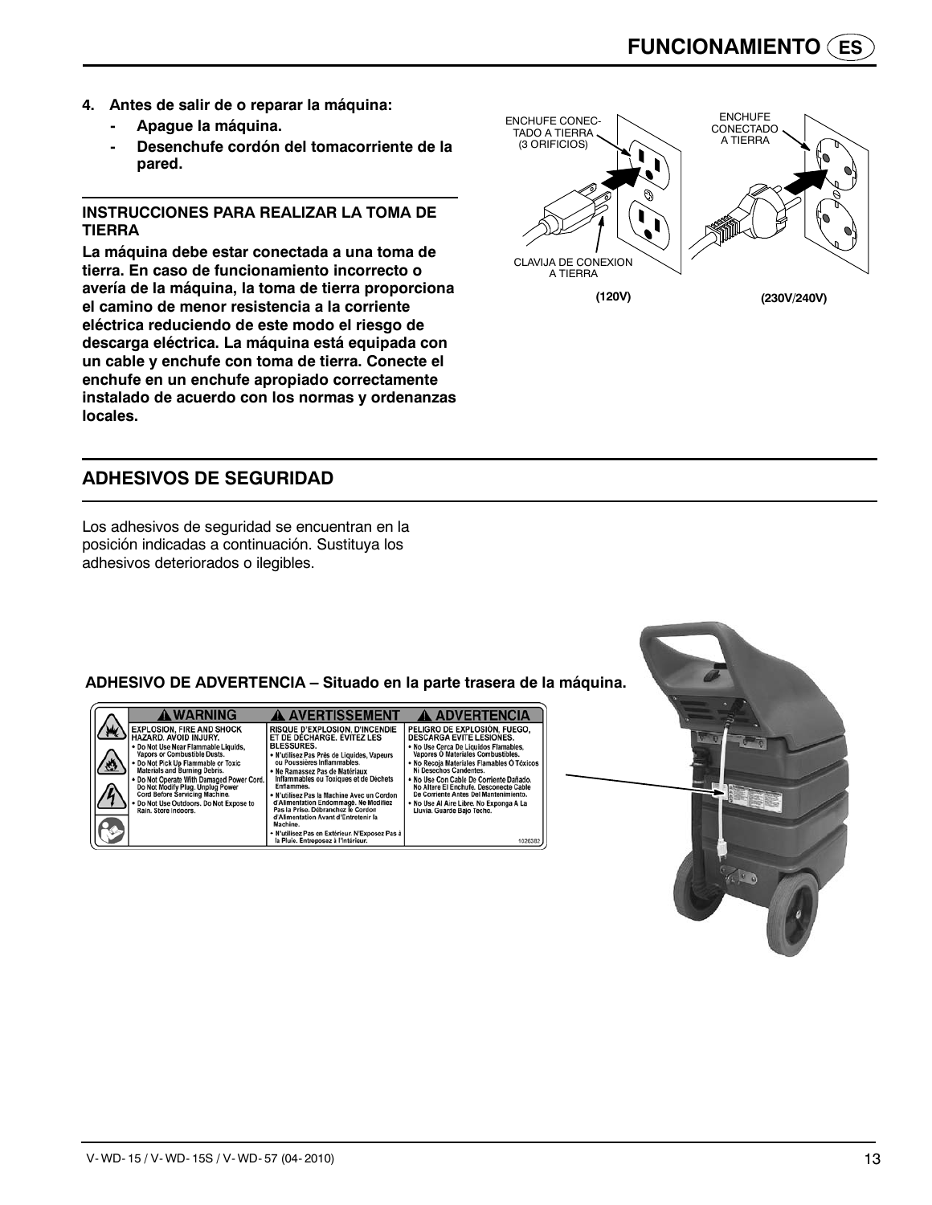4. **Antes de salir de o reparar la máquina:**
   - **Apague la máquina.**
   - **Desenchufe cordón del tomacorriente de la pared.**

**INSTRUCCIONES PARA REALIZAR LA TOMA DE TIERRA**

**La máquina debe estar conectada a una toma de tierra. En caso de funcionamiento incorrecto o avería de la máquina, la toma de tierra proporciona el camino de menor resistencia a la corriente eléctrica reduciendo de este modo el riesgo de descarga eléctrica. La máquina está equipada con un cable y enchufe con toma de tierra. Conecte el enchufe en un enchufe apropiado correctamente instalado de acuerdo con los normas y ordenanzas locales.**

ENCHUFE CONECTADO A TIERRA (3 ORIFICIOS)

CLAVIJA DE CONEXION A TIERRA

**(120V)**

ENCHUFE CONECTADO A TIERRA

**(230V/240V)**

## ADHESIVOS DE SEGURIDAD

Los adhesivos de seguridad se encuentran en la posición indicadas a continuación. Sustituya los adhesivos deteriorados o ilegibles.

**ADHESIVO DE ADVERTENCIA – Situado en la parte trasera de la máquina.**

| ⚠ WARNING | ⚠ AVERTISSEMENT | ⚠ ADVERTENCIA |
|---|---|---|
| EXPLOSION, FIRE AND SHOCK HAZARD. AVOID INJURY. • Do Not Use Near Flammable Liquids, Vapors or Combustible Dusts. • Do Not Pick Up Flammable or Toxic Materials and Burning Debris. • Do Not Operate With Damaged Power Cord. Do Not Modify Plug. Unplug Power Cord Before Servicing Machine. • Do Not Use Outdoors. Do Not Expose to Rain. Store Indoors. | RISQUE D'EXPLOSION, D'INCENDIE ET DE DÉCHARGE. ÉVITEZ LES BLESSURES. • N'utilisez Pas Près de Liquides, Vapeurs ou Poussières Inflammables. • Ne Ramassez Pas de Matériaux Inflammables ou Toxiques et de Déchets Enflammés. • N'utilisez Pas la Machine Avec un Cordon d'Alimentation Endommagé. Ne Modifiez Pas la Prise. Débranchez le Cordon d'Alimentation Avant d'Entretenir la Machine. • N'utilisez Pas en Extérieur. N'Exposez Pas à la Pluie. Entreposez à l'Intérieur. | PELIGRO DE EXPLOSIÓN, FUEGO, DESCARGA EVITE LESIONES. • No Use Cerca De Líquidos Flamables, Vapores O Materiales Combustibles. • No Recoja Materiales Flamables O Tóxicos Ni Desechos Candentes. • No Use Con Cable De Corriente Dañado. No Altere El Enchufe. Desconecte Cable De Corriente Antes Del Mantenimiento. • No Use Al Aire Libre. No Exponga A La Lluvia. Guarde Bajo Techo. 1026382 |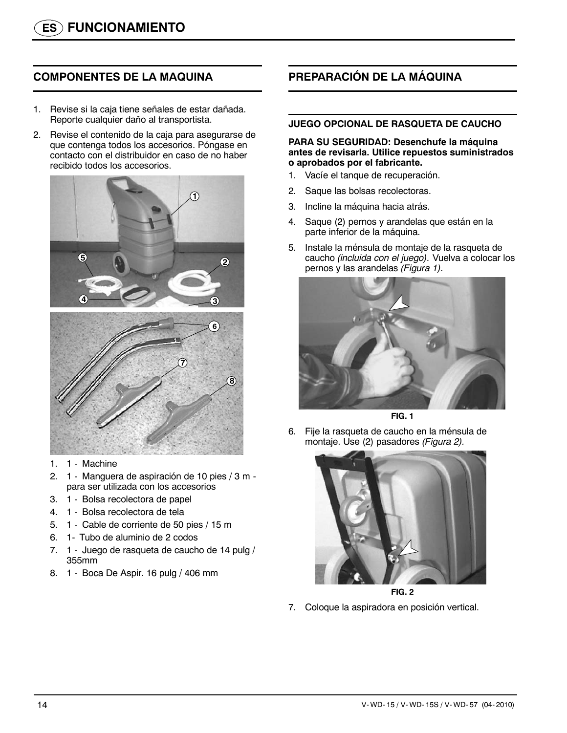# FUNCIONAMIENTO

## COMPONENTES DE LA MAQUINA

1. Revise si la caja tiene señales de estar dañada. Reporte cualquier daño al transportista.
2. Revise el contenido de la caja para asegurarse de que contenga todos los accesorios. Póngase en contacto con el distribuidor en caso de no haber recibido todos los accesorios.

1. 1 - Machine
2. 1 - Manguera de aspiración de 10 pies / 3 m - para ser utilizada con los accesorios
3. 1 - Bolsa recolectora de papel
4. 1 - Bolsa recolectora de tela
5. 1 - Cable de corriente de 50 pies / 15 m
6. 1- Tubo de aluminio de 2 codos
7. 1 - Juego de rasqueta de caucho de 14 pulg / 355mm
8. 1 - Boca De Aspir. 16 pulg / 406 mm

## PREPARACIÓN DE LA MÁQUINA

### JUEGO OPCIONAL DE RASQUETA DE CAUCHO

**PARA SU SEGURIDAD: Desenchufe la máquina antes de revisarla. Utilice repuestos suministrados o aprobados por el fabricante.**

1. Vacíe el tanque de recuperación.
2. Saque las bolsas recolectoras.
3. Incline la máquina hacia atrás.
4. Saque (2) pernos y arandelas que están en la parte inferior de la máquina.
5. Instale la ménsula de montaje de la rasqueta de caucho *(incluida con el juego)*. Vuelva a colocar los pernos y las arandelas *(Figura 1)*.

**FIG. 1**

6. Fije la rasqueta de caucho en la ménsula de montaje. Use (2) pasadores *(Figura 2)*.

**FIG. 2**

7. Coloque la aspiradora en posición vertical.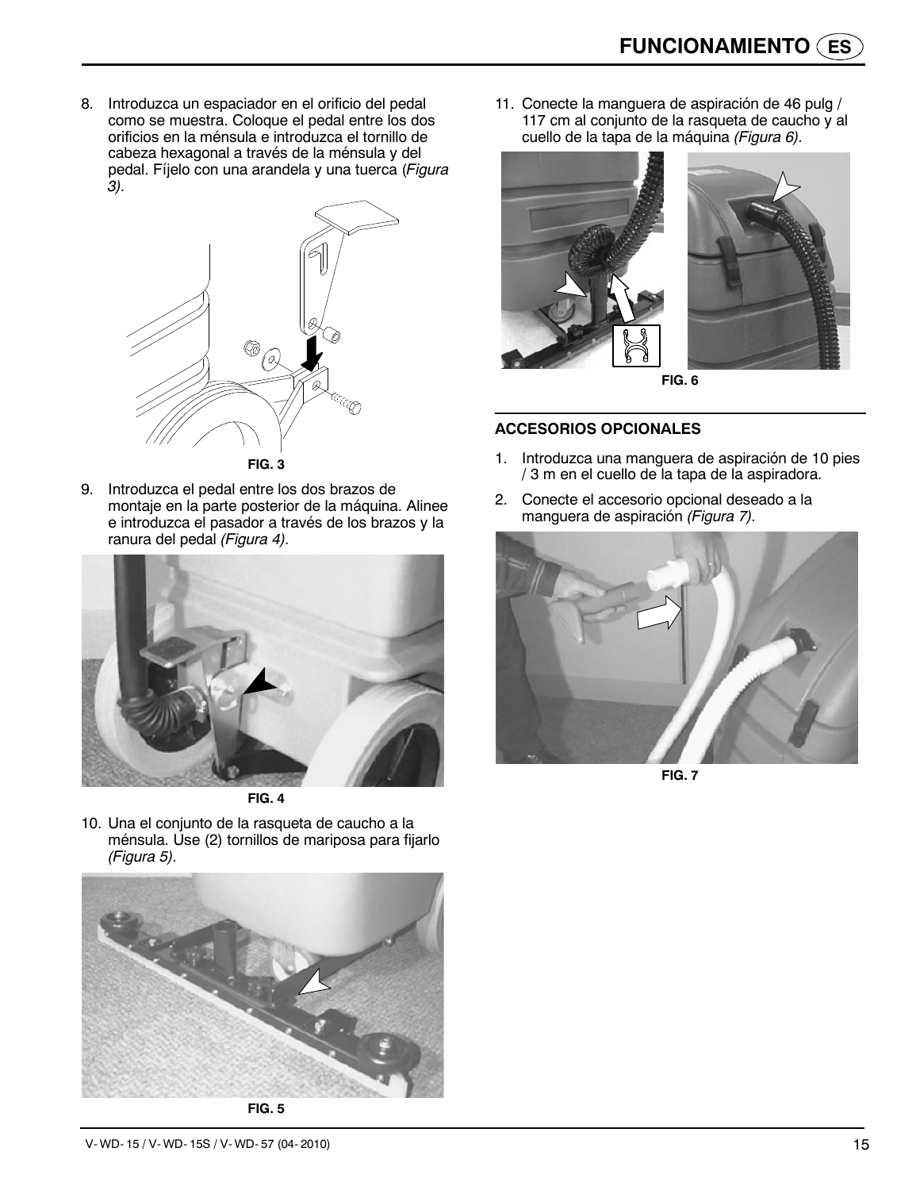8. Introduzca un espaciador en el orificio del pedal como se muestra. Coloque el pedal entre los dos orificios en la ménsula e introduzca el tornillo de cabeza hexagonal a través de la ménsula y del pedal. Fíjelo con una arandela y una tuerca (*Figura 3).*

**FIG. 3**

9. Introduzca el pedal entre los dos brazos de montaje en la parte posterior de la máquina. Alinee e introduzca el pasador a través de los brazos y la ranura del pedal *(Figura 4)*.

**FIG. 4**

10. Una el conjunto de la rasqueta de caucho a la ménsula. Use (2) tornillos de mariposa para fijarlo *(Figura 5)*.

**FIG. 5**

11. Conecte la manguera de aspiración de 46 pulg / 117 cm al conjunto de la rasqueta de caucho y al cuello de la tapa de la máquina *(Figura 6)*.

**FIG. 6**

## ACCESORIOS OPCIONALES

1. Introduzca una manguera de aspiración de 10 pies / 3 m en el cuello de la tapa de la aspiradora.
2. Conecte el accesorio opcional deseado a la manguera de aspiración *(Figura 7)*.

**FIG. 7**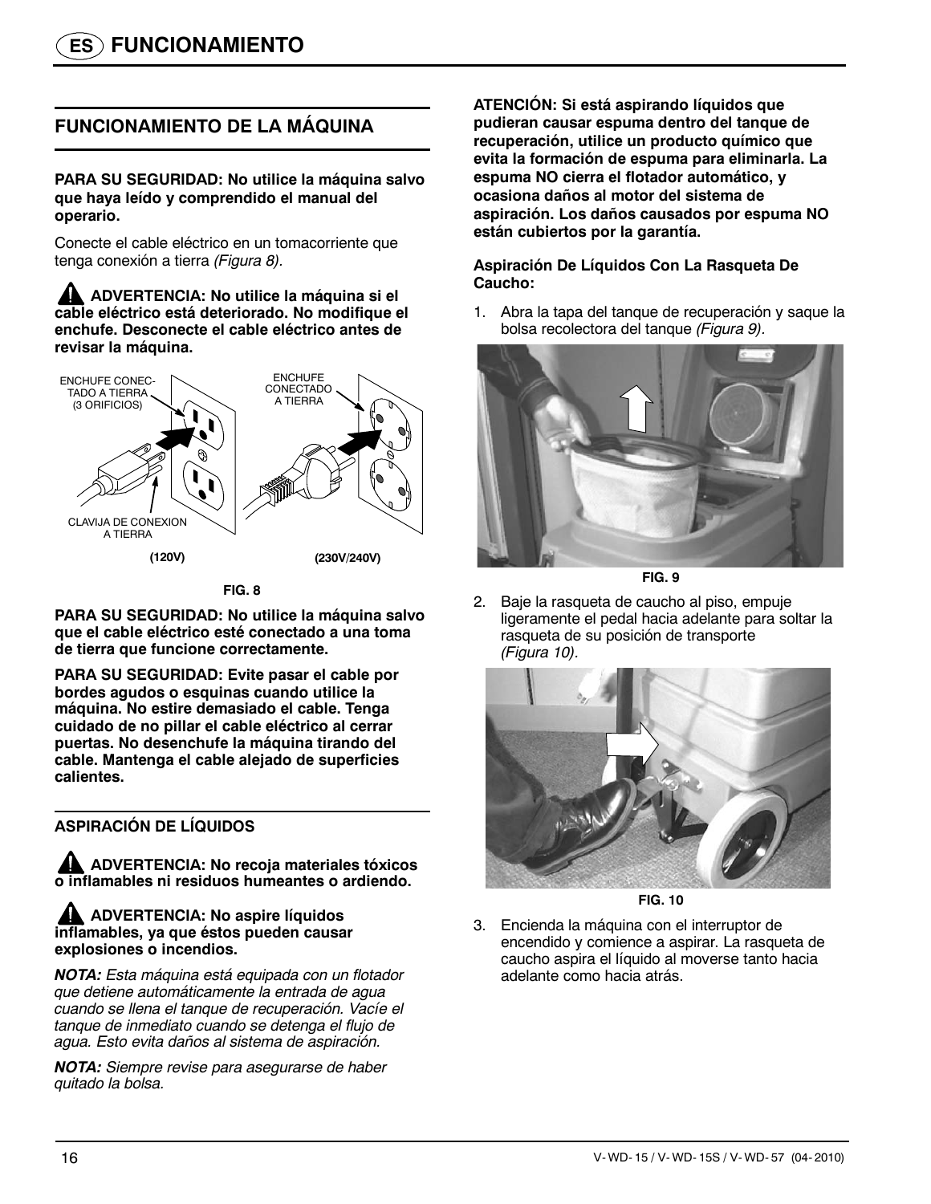# FUNCIONAMIENTO

## FUNCIONAMIENTO DE LA MÁQUINA

**PARA SU SEGURIDAD: No utilice la máquina salvo que haya leído y comprendido el manual del operario.**

Conecte el cable eléctrico en un tomacorriente que tenga conexión a tierra *(Figura 8)*.

**ADVERTENCIA: No utilice la máquina si el cable eléctrico está deteriorado. No modifique el enchufe. Desconecte el cable eléctrico antes de revisar la máquina.**

ENCHUFE CONECTADO A TIERRA (3 ORIFICIOS)

ENCHUFE CONECTADO A TIERRA

CLAVIJA DE CONEXION A TIERRA

**(120V)** **(230V/240V)**

**FIG. 8**

**PARA SU SEGURIDAD: No utilice la máquina salvo que el cable eléctrico esté conectado a una toma de tierra que funcione correctamente.**

**PARA SU SEGURIDAD: Evite pasar el cable por bordes agudos o esquinas cuando utilice la máquina. No estire demasiado el cable. Tenga cuidado de no pillar el cable eléctrico al cerrar puertas. No desenchufe la máquina tirando del cable. Mantenga el cable alejado de superficies calientes.**

## ASPIRACIÓN DE LÍQUIDOS

**ADVERTENCIA: No recoja materiales tóxicos o inflamables ni residuos humeantes o ardiendo.**

**ADVERTENCIA: No aspire líquidos inflamables, ya que éstos pueden causar explosiones o incendios.**

***NOTA:*** *Esta máquina está equipada con un flotador que detiene automáticamente la entrada de agua cuando se llena el tanque de recuperación. Vacíe el tanque de inmediato cuando se detenga el flujo de agua. Esto evita daños al sistema de aspiración.*

***NOTA:*** *Siempre revise para asegurarse de haber quitado la bolsa.*

**ATENCIÓN: Si está aspirando líquidos que pudieran causar espuma dentro del tanque de recuperación, utilice un producto químico que evita la formación de espuma para eliminarla. La espuma NO cierra el flotador automático, y ocasiona daños al motor del sistema de aspiración. Los daños causados por espuma NO están cubiertos por la garantía.**

### Aspiración De Líquidos Con La Rasqueta De Caucho:

1. Abra la tapa del tanque de recuperación y saque la bolsa recolectora del tanque *(Figura 9)*.

**FIG. 9**

2. Baje la rasqueta de caucho al piso, empuje ligeramente el pedal hacia adelante para soltar la rasqueta de su posición de transporte *(Figura 10).*

**FIG. 10**

3. Encienda la máquina con el interruptor de encendido y comience a aspirar. La rasqueta de caucho aspira el líquido al moverse tanto hacia adelante como hacia atrás.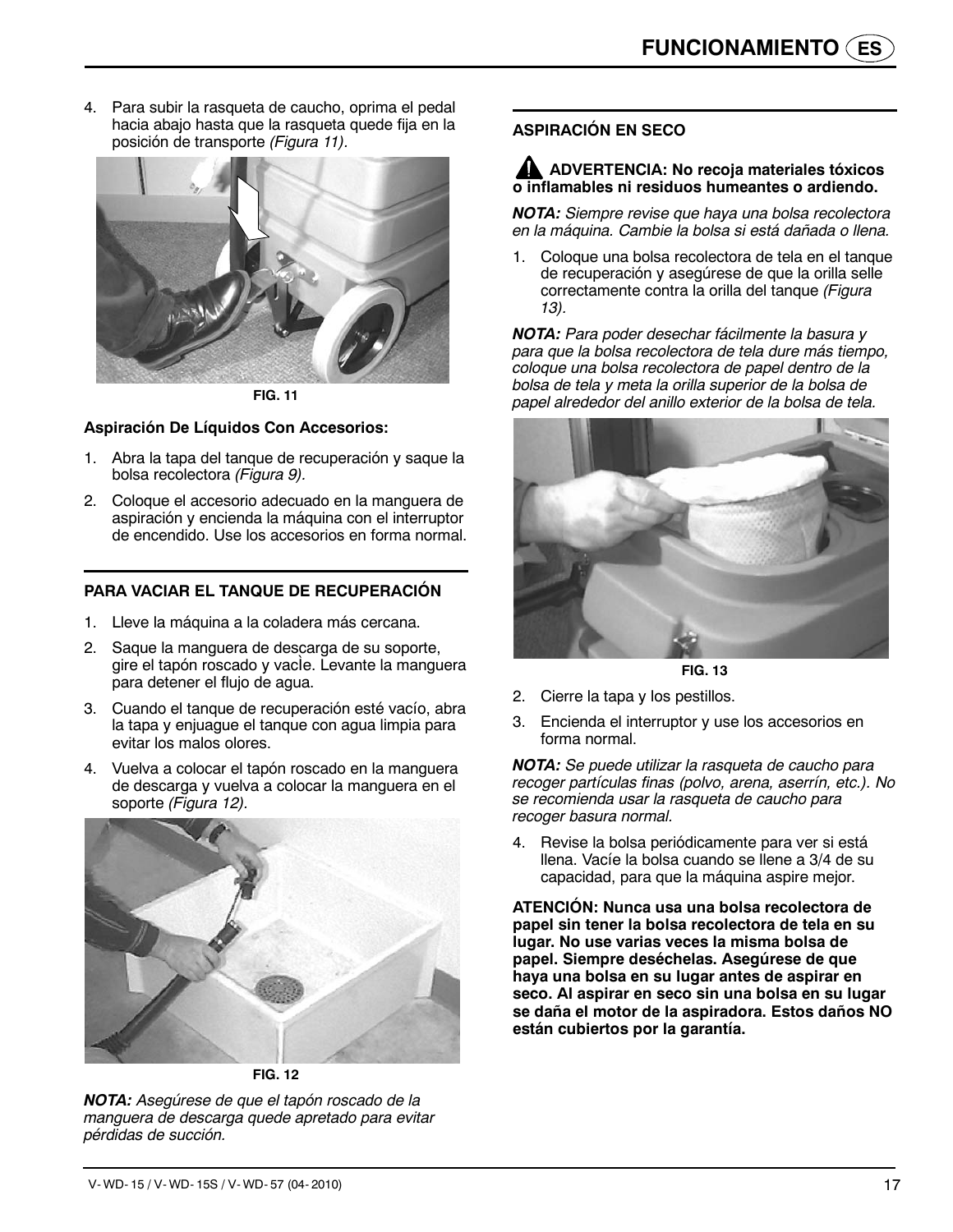4. Para subir la rasqueta de caucho, oprima el pedal hacia abajo hasta que la rasqueta quede fija en la posición de transporte *(Figura 11)*.

**FIG. 11**

**Aspiración De Líquidos Con Accesorios:**

1. Abra la tapa del tanque de recuperación y saque la bolsa recolectora *(Figura 9)*.
2. Coloque el accesorio adecuado en la manguera de aspiración y encienda la máquina con el interruptor de encendido. Use los accesorios en forma normal.

## PARA VACIAR EL TANQUE DE RECUPERACIÓN

1. Lleve la máquina a la coladera más cercana.
2. Saque la manguera de descarga de su soporte, gire el tapón roscado y vacÌe. Levante la manguera para detener el flujo de agua.
3. Cuando el tanque de recuperación esté vacío, abra la tapa y enjuague el tanque con agua limpia para evitar los malos olores.
4. Vuelva a colocar el tapón roscado en la manguera de descarga y vuelva a colocar la manguera en el soporte *(Figura 12)*.

**FIG. 12**

***NOTA:*** *Asegúrese de que el tapón roscado de la manguera de descarga quede apretado para evitar pérdidas de succión.*

## ASPIRACIÓN EN SECO

**⚠ ADVERTENCIA: No recoja materiales tóxicos o inflamables ni residuos humeantes o ardiendo.**

***NOTA:*** *Siempre revise que haya una bolsa recolectora en la máquina. Cambie la bolsa si está dañada o llena.*

1. Coloque una bolsa recolectora de tela en el tanque de recuperación y asegúrese de que la orilla selle correctamente contra la orilla del tanque *(Figura 13)*.

***NOTA:*** *Para poder desechar fácilmente la basura y para que la bolsa recolectora de tela dure más tiempo, coloque una bolsa recolectora de papel dentro de la bolsa de tela y meta la orilla superior de la bolsa de papel alrededor del anillo exterior de la bolsa de tela.*

**FIG. 13**

2. Cierre la tapa y los pestillos.
3. Encienda el interruptor y use los accesorios en forma normal.

***NOTA:*** *Se puede utilizar la rasqueta de caucho para recoger partículas finas (polvo, arena, aserrín, etc.). No se recomienda usar la rasqueta de caucho para recoger basura normal.*

4. Revise la bolsa periódicamente para ver si está llena. Vacíe la bolsa cuando se llene a 3/4 de su capacidad, para que la máquina aspire mejor.

**ATENCIÓN: Nunca usa una bolsa recolectora de papel sin tener la bolsa recolectora de tela en su lugar. No use varias veces la misma bolsa de papel. Siempre deséchelas. Asegúrese de que haya una bolsa en su lugar antes de aspirar en seco. Al aspirar en seco sin una bolsa en su lugar se daña el motor de la aspiradora. Estos daños NO están cubiertos por la garantía.**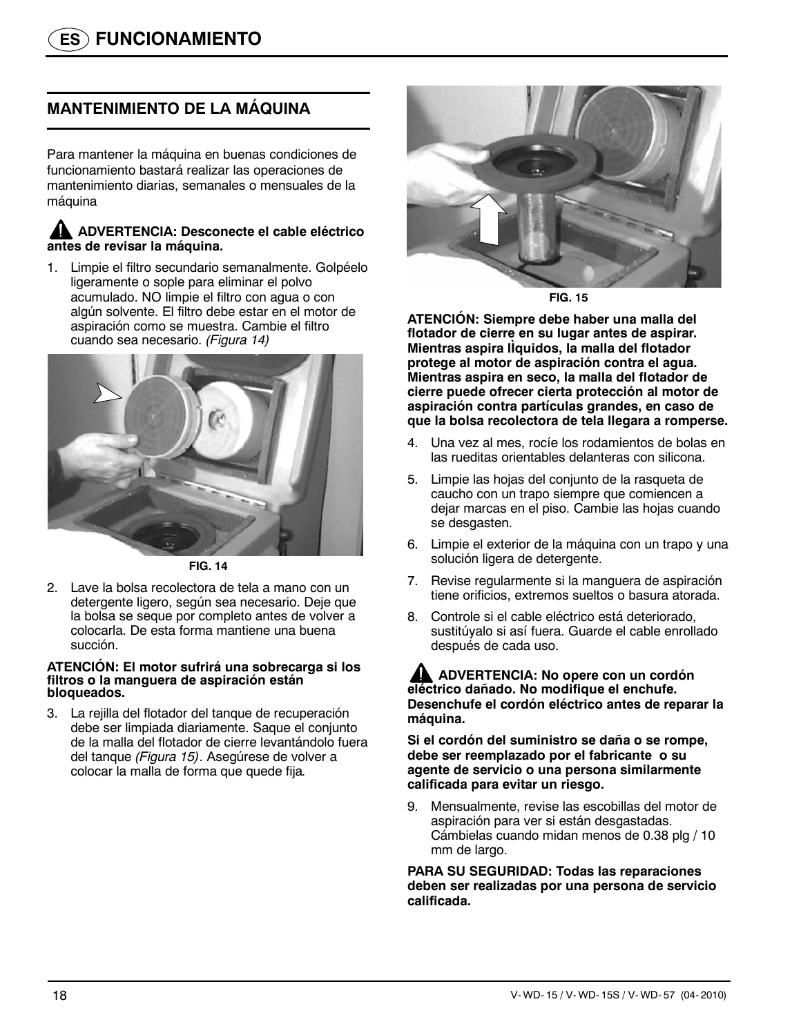## MANTENIMIENTO DE LA MÁQUINA

Para mantener la máquina en buenas condiciones de funcionamiento bastará realizar las operaciones de mantenimiento diarias, semanales o mensuales de la máquina

**ADVERTENCIA: Desconecte el cable eléctrico antes de revisar la máquina.**

1. Limpie el filtro secundario semanalmente. Golpéelo ligeramente o sople para eliminar el polvo acumulado. NO limpie el filtro con agua o con algún solvente. El filtro debe estar en el motor de aspiración como se muestra. Cambie el filtro cuando sea necesario. *(Figura 14)*

FIG. 14

2. Lave la bolsa recolectora de tela a mano con un detergente ligero, según sea necesario. Deje que la bolsa se seque por completo antes de volver a colocarla. De esta forma mantiene una buena succión.

**ATENCIÓN: El motor sufrirá una sobrecarga si los filtros o la manguera de aspiración están bloqueados.**

3. La rejilla del flotador del tanque de recuperación debe ser limpiada diariamente. Saque el conjunto de la malla del flotador de cierre levantándolo fuera del tanque *(Figura 15)*. Asegúrese de volver a colocar la malla de forma que quede fija.

FIG. 15

**ATENCIÓN: Siempre debe haber una malla del flotador de cierre en su lugar antes de aspirar. Mientras aspira lÌquidos, la malla del flotador protege al motor de aspiración contra el agua. Mientras aspira en seco, la malla del flotador de cierre puede ofrecer cierta protección al motor de aspiración contra partículas grandes, en caso de que la bolsa recolectora de tela llegara a romperse.**

4. Una vez al mes, rocíe los rodamientos de bolas en las rueditas orientables delanteras con silicona.
5. Limpie las hojas del conjunto de la rasqueta de caucho con un trapo siempre que comiencen a dejar marcas en el piso. Cambie las hojas cuando se desgasten.
6. Limpie el exterior de la máquina con un trapo y una solución ligera de detergente.
7. Revise regularmente si la manguera de aspiración tiene orificios, extremos sueltos o basura atorada.
8. Controle si el cable eléctrico está deteriorado, sustitúyalo si así fuera. Guarde el cable enrollado después de cada uso.

**ADVERTENCIA: No opere con un cordón eléctrico dañado. No modifique el enchufe. Desenchufe el cordón eléctrico antes de reparar la máquina.**

**Si el cordón del suministro se daña o se rompe, debe ser reemplazado por el fabricante o su agente de servicio o una persona similarmente calificada para evitar un riesgo.**

9. Mensualmente, revise las escobillas del motor de aspiración para ver si están desgastadas. Cámbielas cuando midan menos de 0.38 plg / 10 mm de largo.

**PARA SU SEGURIDAD: Todas las reparaciones deben ser realizadas por una persona de servicio calificada.**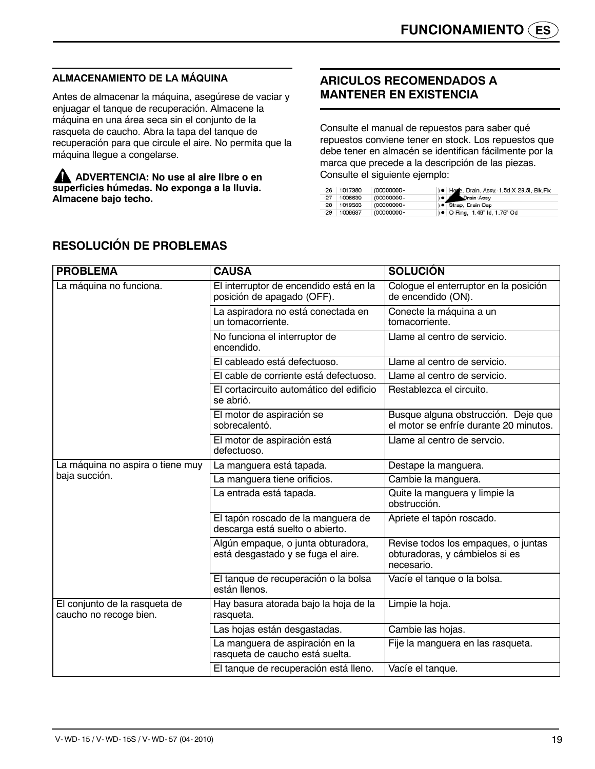## ALMACENAMIENTO DE LA MÁQUINA

Antes de almacenar la máquina, asegúrese de vaciar y enjuagar el tanque de recuperación. Almacene la máquina en una área seca sin el conjunto de la rasqueta de caucho. Abra la tapa del tanque de recuperación para que circule el aire. No permita que la máquina llegue a congelarse.

**⚠ ADVERTENCIA: No use al aire libre o en superficies húmedas. No exponga a la lluvia. Almacene bajo techo.**

## ARICULOS RECOMENDADOS A MANTENER EN EXISTENCIA

Consulte el manual de repuestos para saber qué repuestos conviene tener en stock. Los repuestos que debe tener en almacén se identifican fácilmente por la marca que precede a la descripción de las piezas. Consulte el siguiente ejemplo:

| | | | |
|---|---|---|---|
| 26 | 1017380 | (00000000- | ) ● Hose, Drain, Assy, 1.5d X 29.5l, Blk Flx |
| 27 | 1008639 | (00000000- | ) ● Drain Assy |
| 28 | 1019563 | (00000000- | ) ● Strap, Drain Cap |
| 29 | 1008637 | (00000000- | ) ● O Ring, 1.48" Id, 1.76" Od |

## RESOLUCIÓN DE PROBLEMAS

| PROBLEMA | CAUSA | SOLUCIÓN |
|---|---|---|
| La máquina no funciona. | El interruptor de encendido está en la posición de apagado (OFF). | Cologue el enterruptor en la posición de encendido (ON). |
| | La aspiradora no está conectada en un tomacorriente. | Conecte la máquina a un tomacorriente. |
| | No funciona el interruptor de encendido. | Llame al centro de servicio. |
| | El cableado está defectuoso. | Llame al centro de servicio. |
| | El cable de corriente está defectuoso. | Llame al centro de servicio. |
| | El cortacircuito automático del edificio se abrió. | Restablezca el circuito. |
| | El motor de aspiración se sobrecalentó. | Busque alguna obstrucción. Deje que el motor se enfríe durante 20 minutos. |
| | El motor de aspiración está defectuoso. | Llame al centro de servcio. |
| La máquina no aspira o tiene muy baja succión. | La manguera está tapada. | Destape la manguera. |
| | La manguera tiene orificios. | Cambie la manguera. |
| | La entrada está tapada. | Quite la manguera y limpie la obstrucción. |
| | El tapón roscado de la manguera de descarga está suelto o abierto. | Apriete el tapón roscado. |
| | Algún empaque, o junta obturadora, está desgastado y se fuga el aire. | Revise todos los empaques, o juntas obturadoras, y cámbielos si es necesario. |
| | El tanque de recuperación o la bolsa están llenos. | Vacíe el tanque o la bolsa. |
| El conjunto de la rasqueta de caucho no recoge bien. | Hay basura atorada bajo la hoja de la rasqueta. | Limpie la hoja. |
| | Las hojas están desgastadas. | Cambie las hojas. |
| | La manguera de aspiración en la rasqueta de caucho está suelta. | Fije la manguera en las rasqueta. |
| | El tanque de recuperación está lleno. | Vacíe el tanque. |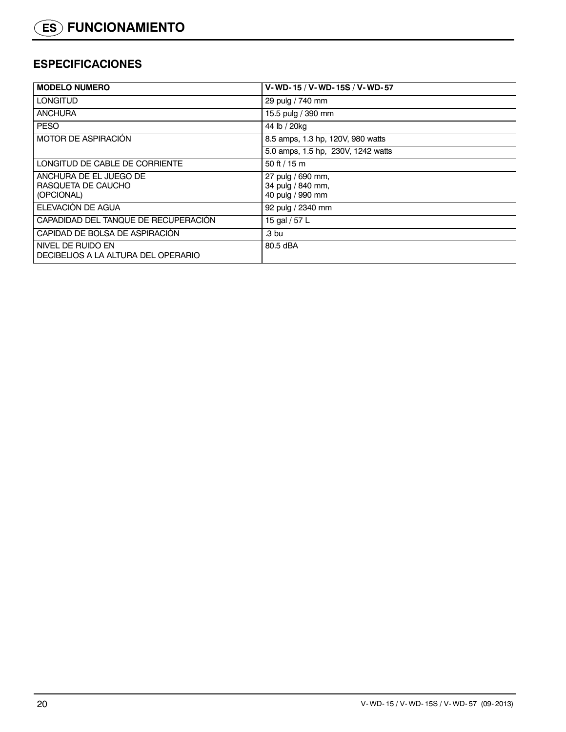# ES FUNCIONAMIENTO

## ESPECIFICACIONES

| MODELO NUMERO | V-WD-15 / V-WD-15S / V-WD-57 |
|---|---|
| LONGITUD | 29 pulg / 740 mm |
| ANCHURA | 15.5 pulg / 390 mm |
| PESO | 44 lb / 20kg |
| MOTOR DE ASPIRACIÓN | 8.5 amps, 1.3 hp, 120V, 980 watts |
| | 5.0 amps, 1.5 hp, 230V, 1242 watts |
| LONGITUD DE CABLE DE CORRIENTE | 50 ft / 15 m |
| ANCHURA DE EL JUEGO DE RASQUETA DE CAUCHO (OPCIONAL) | 27 pulg / 690 mm, 34 pulg / 840 mm, 40 pulg / 990 mm |
| ELEVACIÓN DE AGUA | 92 pulg / 2340 mm |
| CAPADIDAD DEL TANQUE DE RECUPERACIÓN | 15 gal / 57 L |
| CAPIDAD DE BOLSA DE ASPIRACIÓN | .3 bu |
| NIVEL DE RUIDO EN DECIBELIOS A LA ALTURA DEL OPERARIO | 80.5 dBA |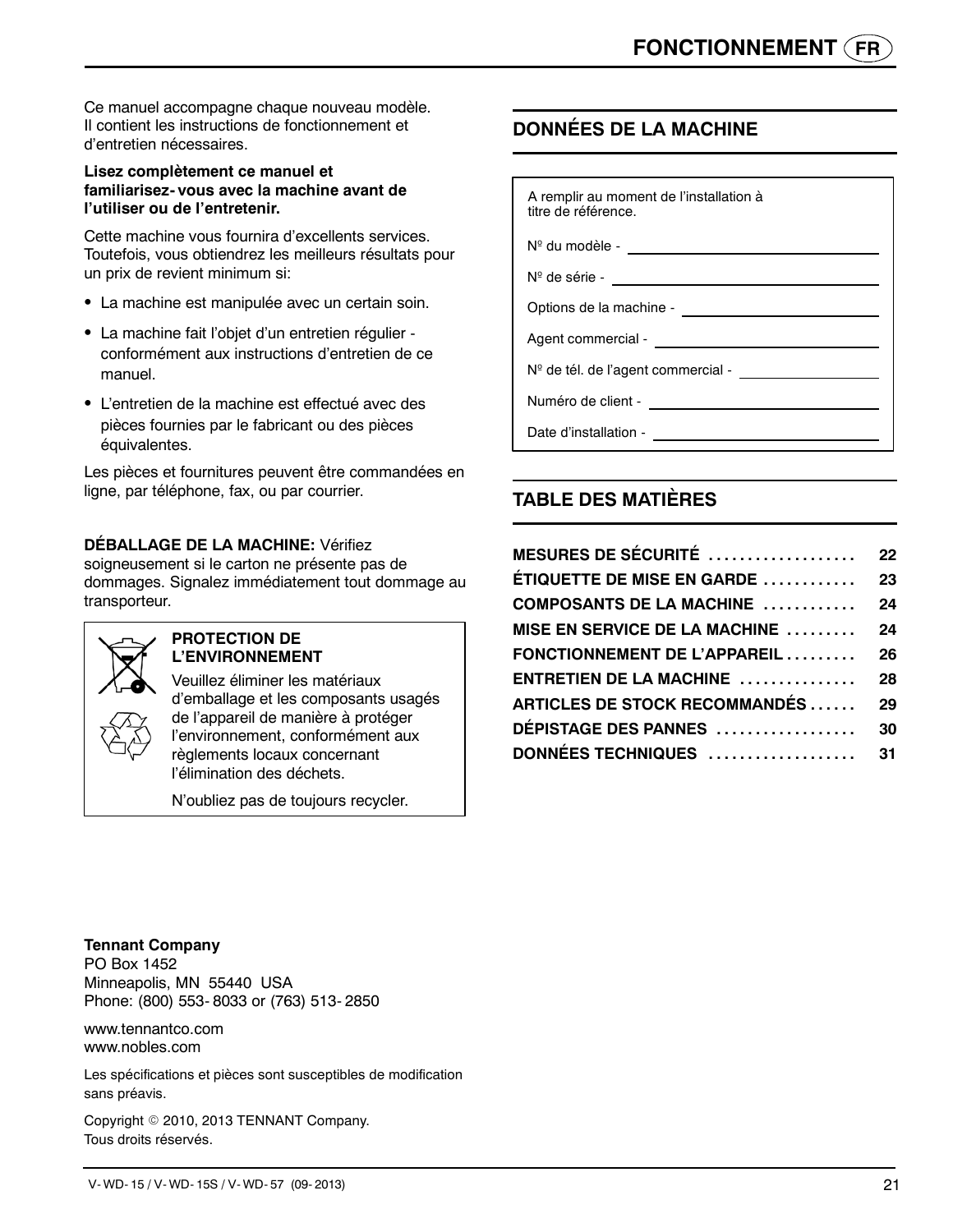Ce manuel accompagne chaque nouveau modèle. Il contient les instructions de fonctionnement et d'entretien nécessaires.

**Lisez complètement ce manuel et familiarisez- vous avec la machine avant de l'utiliser ou de l'entretenir.**

Cette machine vous fournira d'excellents services. Toutefois, vous obtiendrez les meilleurs résultats pour un prix de revient minimum si:

- La machine est manipulée avec un certain soin.
- La machine fait l'objet d'un entretien régulier - conformément aux instructions d'entretien de ce manuel.
- L'entretien de la machine est effectué avec des pièces fournies par le fabricant ou des pièces équivalentes.

Les pièces et fournitures peuvent être commandées en ligne, par téléphone, fax, ou par courrier.

**DÉBALLAGE DE LA MACHINE:** Vérifiez soigneusement si le carton ne présente pas de dommages. Signalez immédiatement tout dommage au transporteur.

**PROTECTION DE L'ENVIRONNEMENT**

Veuillez éliminer les matériaux d'emballage et les composants usagés de l'appareil de manière à protéger l'environnement, conformément aux règlements locaux concernant l'élimination des déchets.

N'oubliez pas de toujours recycler.

**Tennant Company**
PO Box 1452
Minneapolis, MN 55440 USA
Phone: (800) 553- 8033 or (763) 513- 2850

www.tennantco.com
www.nobles.com

Les spécifications et pièces sont susceptibles de modification sans préavis.

Copyright © 2010, 2013 TENNANT Company.
Tous droits réservés.

## DONNÉES DE LA MACHINE

A remplir au moment de l'installation à titre de référence.

Nº du modèle - ____________________

Nº de série - ____________________

Options de la machine - ____________________

Agent commercial - ____________________

Nº de tél. de l'agent commercial - ____________________

Numéro de client - ____________________

Date d'installation - ____________________

## TABLE DES MATIÈRES

| | |
|---|---|
| **MESURES DE SÉCURITÉ** | 22 |
| **ÉTIQUETTE DE MISE EN GARDE** | 23 |
| **COMPOSANTS DE LA MACHINE** | 24 |
| **MISE EN SERVICE DE LA MACHINE** | 24 |
| **FONCTIONNEMENT DE L'APPAREIL** | 26 |
| **ENTRETIEN DE LA MACHINE** | 28 |
| **ARTICLES DE STOCK RECOMMANDÉS** | 29 |
| **DÉPISTAGE DES PANNES** | 30 |
| **DONNÉES TECHNIQUES** | 31 |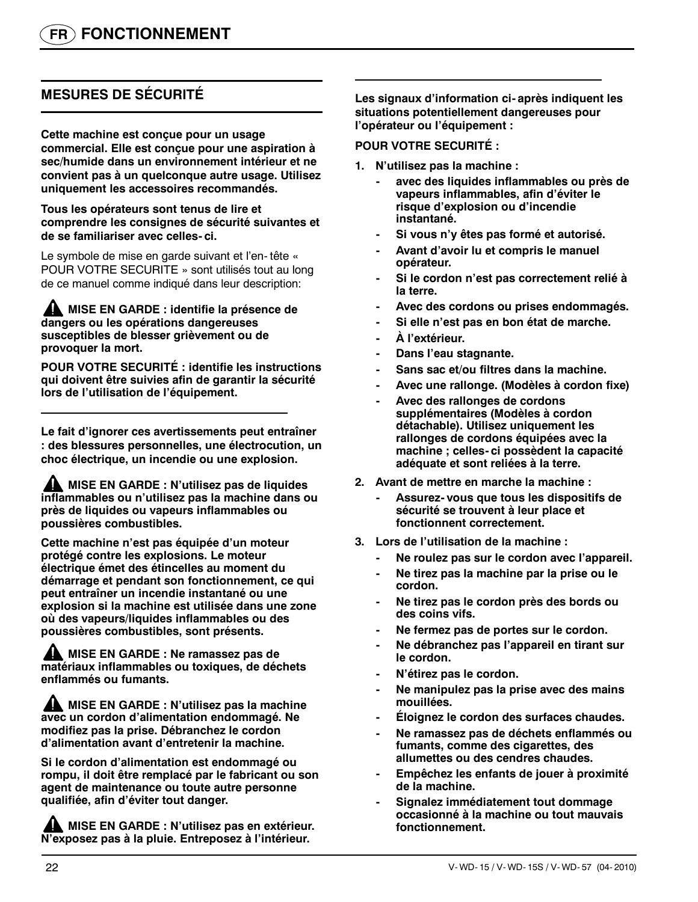# FONCTIONNEMENT

## MESURES DE SÉCURITÉ

**Cette machine est conçue pour un usage commercial. Elle est conçue pour une aspiration à sec/humide dans un environnement intérieur et ne convient pas à un quelconque autre usage. Utilisez uniquement les accessoires recommandés.**

**Tous les opérateurs sont tenus de lire et comprendre les consignes de sécurité suivantes et de se familiariser avec celles- ci.**

Le symbole de mise en garde suivant et l'en- tête « POUR VOTRE SECURITE » sont utilisés tout au long de ce manuel comme indiqué dans leur description:

**⚠ MISE EN GARDE : identifie la présence de dangers ou les opérations dangereuses susceptibles de blesser grièvement ou de provoquer la mort.**

**POUR VOTRE SECURITÉ : identifie les instructions qui doivent être suivies afin de garantir la sécurité lors de l'utilisation de l'équipement.**

**Le fait d'ignorer ces avertissements peut entraîner : des blessures personnelles, une électrocution, un choc électrique, un incendie ou une explosion.**

**⚠ MISE EN GARDE : N'utilisez pas de liquides inflammables ou n'utilisez pas la machine dans ou près de liquides ou vapeurs inflammables ou poussières combustibles.**

**Cette machine n'est pas équipée d'un moteur protégé contre les explosions. Le moteur électrique émet des étincelles au moment du démarrage et pendant son fonctionnement, ce qui peut entraîner un incendie instantané ou une explosion si la machine est utilisée dans une zone où des vapeurs/liquides inflammables ou des poussières combustibles, sont présents.**

**⚠ MISE EN GARDE : Ne ramassez pas de matériaux inflammables ou toxiques, de déchets enflammés ou fumants.**

**⚠ MISE EN GARDE : N'utilisez pas la machine avec un cordon d'alimentation endommagé. Ne modifiez pas la prise. Débranchez le cordon d'alimentation avant d'entretenir la machine.**

**Si le cordon d'alimentation est endommagé ou rompu, il doit être remplacé par le fabricant ou son agent de maintenance ou toute autre personne qualifiée, afin d'éviter tout danger.**

**⚠ MISE EN GARDE : N'utilisez pas en extérieur. N'exposez pas à la pluie. Entreposez à l'intérieur.**

**Les signaux d'information ci- après indiquent les situations potentiellement dangereuses pour l'opérateur ou l'équipement :**

**POUR VOTRE SECURITÉ :**

1. **N'utilisez pas la machine :**
   - **avec des liquides inflammables ou près de vapeurs inflammables, afin d'éviter le risque d'explosion ou d'incendie instantané.**
   - **Si vous n'y êtes pas formé et autorisé.**
   - **Avant d'avoir lu et compris le manuel opérateur.**
   - **Si le cordon n'est pas correctement relié à la terre.**
   - **Avec des cordons ou prises endommagés.**
   - **Si elle n'est pas en bon état de marche.**
   - **À l'extérieur.**
   - **Dans l'eau stagnante.**
   - **Sans sac et/ou filtres dans la machine.**
   - **Avec une rallonge. (Modèles à cordon fixe)**
   - **Avec des rallonges de cordons supplémentaires (Modèles à cordon détachable). Utilisez uniquement les rallonges de cordons équipées avec la machine ; celles- ci possèdent la capacité adéquate et sont reliées à la terre.**
2. **Avant de mettre en marche la machine :**
   - **Assurez- vous que tous les dispositifs de sécurité se trouvent à leur place et fonctionnent correctement.**
3. **Lors de l'utilisation de la machine :**
   - **Ne roulez pas sur le cordon avec l'appareil.**
   - **Ne tirez pas la machine par la prise ou le cordon.**
   - **Ne tirez pas le cordon près des bords ou des coins vifs.**
   - **Ne fermez pas de portes sur le cordon.**
   - **Ne débranchez pas l'appareil en tirant sur le cordon.**
   - **N'étirez pas le cordon.**
   - **Ne manipulez pas la prise avec des mains mouillées.**
   - **Éloignez le cordon des surfaces chaudes.**
   - **Ne ramassez pas de déchets enflammés ou fumants, comme des cigarettes, des allumettes ou des cendres chaudes.**
   - **Empêchez les enfants de jouer à proximité de la machine.**
   - **Signalez immédiatement tout dommage occasionné à la machine ou tout mauvais fonctionnement.**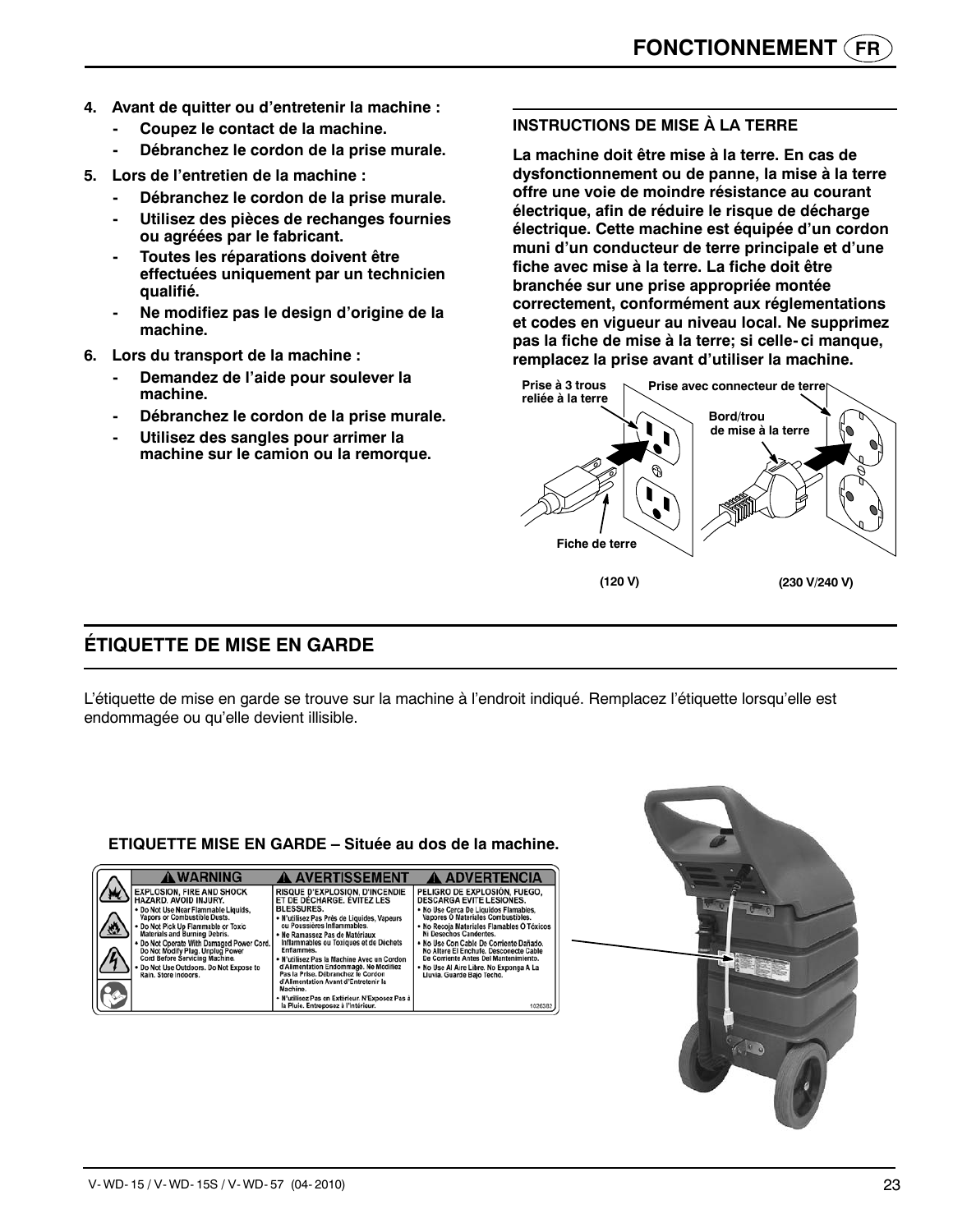4. **Avant de quitter ou d'entretenir la machine :**
   - **Coupez le contact de la machine.**
   - **Débranchez le cordon de la prise murale.**
5. **Lors de l'entretien de la machine :**
   - **Débranchez le cordon de la prise murale.**
   - **Utilisez des pièces de rechanges fournies ou agréées par le fabricant.**
   - **Toutes les réparations doivent être effectuées uniquement par un technicien qualifié.**
   - **Ne modifiez pas le design d'origine de la machine.**
6. **Lors du transport de la machine :**
   - **Demandez de l'aide pour soulever la machine.**
   - **Débranchez le cordon de la prise murale.**
   - **Utilisez des sangles pour arrimer la machine sur le camion ou la remorque.**

### INSTRUCTIONS DE MISE À LA TERRE

**La machine doit être mise à la terre. En cas de dysfonctionnement ou de panne, la mise à la terre offre une voie de moindre résistance au courant électrique, afin de réduire le risque de décharge électrique. Cette machine est équipée d'un cordon muni d'un conducteur de terre principale et d'une fiche avec mise à la terre. La fiche doit être branchée sur une prise appropriée montée correctement, conformément aux réglementations et codes en vigueur au niveau local. Ne supprimez pas la fiche de mise à la terre; si celle-ci manque, remplacez la prise avant d'utiliser la machine.**

Prise à 3 trous reliée à la terre — Prise avec connecteur de terre — Bord/trou de mise à la terre — Fiche de terre

(120 V) (230 V/240 V)

## ÉTIQUETTE DE MISE EN GARDE

L'étiquette de mise en garde se trouve sur la machine à l'endroit indiqué. Remplacez l'étiquette lorsqu'elle est endommagée ou qu'elle devient illisible.

**ETIQUETTE MISE EN GARDE – Située au dos de la machine.**

| ⚠ WARNING | ⚠ AVERTISSEMENT | ⚠ ADVERTENCIA |
|---|---|---|
| EXPLOSION, FIRE AND SHOCK HAZARD. AVOID INJURY. • Do Not Use Near Flammable Liquids, Vapors or Combustible Dusts. • Do Not Pick Up Flammable or Toxic Materials and Burning Debris. • Do Not Operate With Damaged Power Cord. Do Not Modify Plug. Unplug Power Cord Before Servicing Machine. • Do Not Use Outdoors. Do Not Expose to Rain. Store Indoors. | RISQUE D'EXPLOSION, D'INCENDIE ET DE DÉCHARGE. ÉVITEZ LES BLESSURES. • N'utilisez Pas Près de Liquides, Vapeurs ou Poussières Inflammables. • Ne Ramassez Pas de Matériaux Inflammables ou Toxiques et de Déchets Enflammés. • N'utilisez Pas la Machine Avec un Cordon d'Alimentation Endommagé. Ne Modifiez Pas la Prise. Débranchez le Cordon d'Alimentation Avant d'Entretenir la Machine. • N'utilisez Pas en Extérieur. N'Exposez Pas à la Pluie. Entreposez à l'Intérieur. | PELIGRO DE EXPLOSIÓN, FUEGO, DESCARGA EVITE LESIONES. • No Use Cerca De Líquidos Flamables, Vapores O Materiales Combustibles. • No Recoja Materiales Flamables O Tóxicos Ni Desechos Candentes. • No Use Con Cable De Corriente Dañado. No Altere El Enchufe. Desconecte Cable De Corriente Antes Del Mantenimiento. • No Use Al Aire Libre. No Exponga A La Lluvia. Guarde Bajo Techo. 1026382 |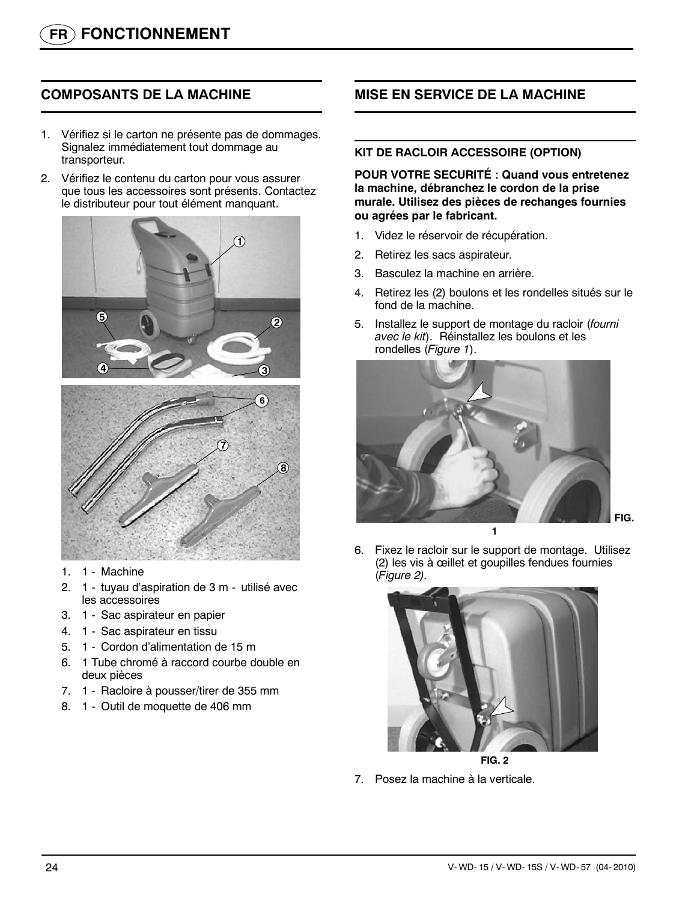# FONCTIONNEMENT

## COMPOSANTS DE LA MACHINE

1. Vérifiez si le carton ne présente pas de dommages. Signalez immédiatement tout dommage au transporteur.
2. Vérifiez le contenu du carton pour vous assurer que tous les accessoires sont présents. Contactez le distributeur pour tout élément manquant.

1. 1 - Machine
2. 1 - tuyau d'aspiration de 3 m - utilisé avec les accessoires
3. 1 - Sac aspirateur en papier
4. 1 - Sac aspirateur en tissu
5. 1 - Cordon d'alimentation de 15 m
6. 1 Tube chromé à raccord courbe double en deux pièces
7. 1 - Racloire à pousser/tirer de 355 mm
8. 1 - Outil de moquette de 406 mm

## MISE EN SERVICE DE LA MACHINE

### KIT DE RACLOIR ACCESSOIRE (OPTION)

**POUR VOTRE SECURITÉ : Quand vous entretenez la machine, débranchez le cordon de la prise murale. Utilisez des pièces de rechanges fournies ou agrées par le fabricant.**

1. Videz le réservoir de récupération.
2. Retirez les sacs aspirateur.
3. Basculez la machine en arrière.
4. Retirez les (2) boulons et les rondelles situés sur le fond de la machine.
5. Installez le support de montage du racloir (*fourni avec le kit*). Réinstallez les boulons et les rondelles (*Figure 1*).

FIG. 1

6. Fixez le racloir sur le support de montage. Utilisez (2) les vis à œillet et goupilles fendues fournies (*Figure 2).*

FIG. 2

7. Posez la machine à la verticale.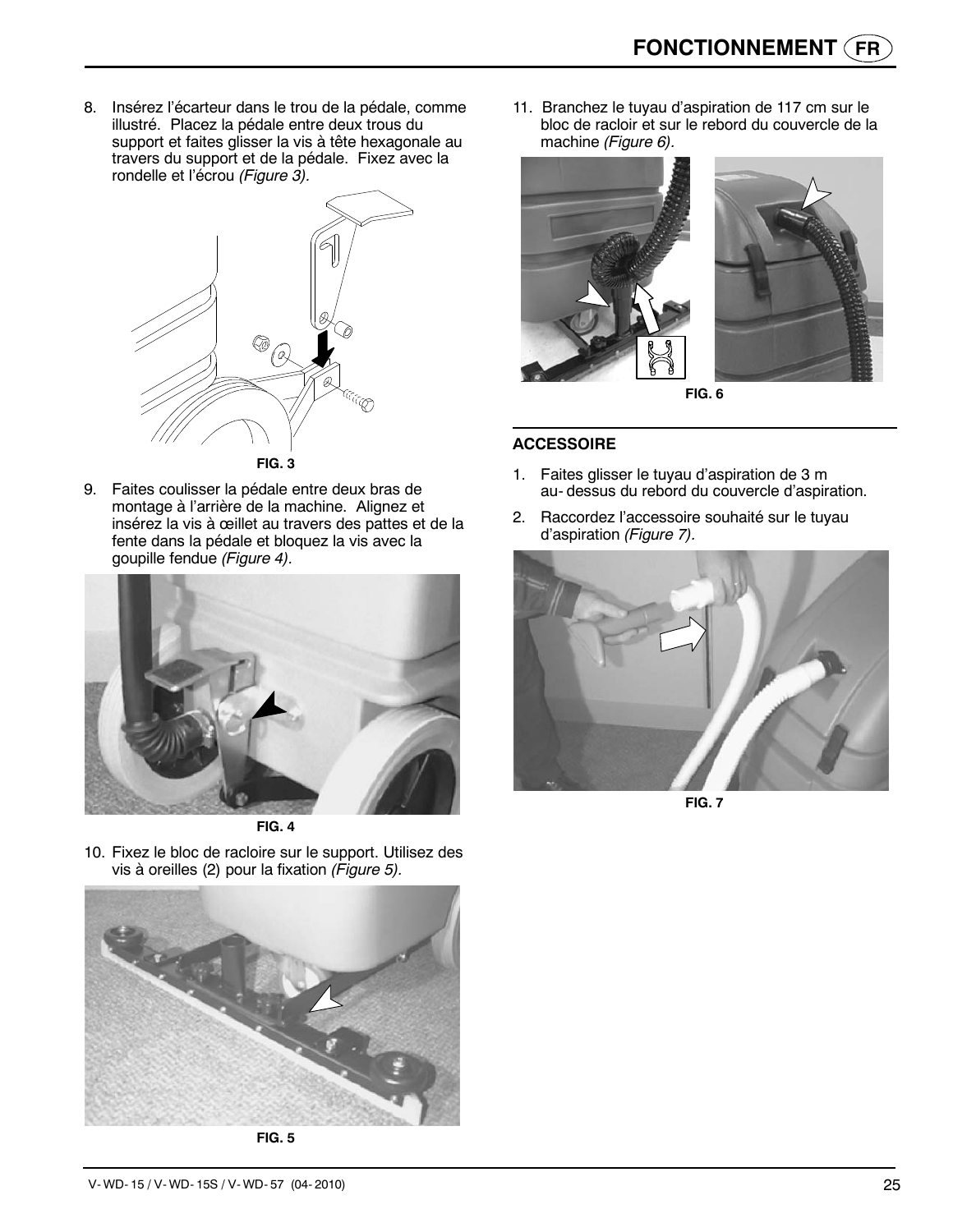8. Insérez l'écarteur dans le trou de la pédale, comme illustré. Placez la pédale entre deux trous du support et faites glisser la vis à tête hexagonale au travers du support et de la pédale. Fixez avec la rondelle et l'écrou *(Figure 3).*

**FIG. 3**

9. Faites coulisser la pédale entre deux bras de montage à l'arrière de la machine. Alignez et insérez la vis à œillet au travers des pattes et de la fente dans la pédale et bloquez la vis avec la goupille fendue *(Figure 4).*

**FIG. 4**

10. Fixez le bloc de racloire sur le support. Utilisez des vis à oreilles (2) pour la fixation *(Figure 5).*

**FIG. 5**

11. Branchez le tuyau d'aspiration de 117 cm sur le bloc de racloir et sur le rebord du couvercle de la machine *(Figure 6).*

**FIG. 6**

### ACCESSOIRE

1. Faites glisser le tuyau d'aspiration de 3 m au- dessus du rebord du couvercle d'aspiration.
2. Raccordez l'accessoire souhaité sur le tuyau d'aspiration *(Figure 7).*

**FIG. 7**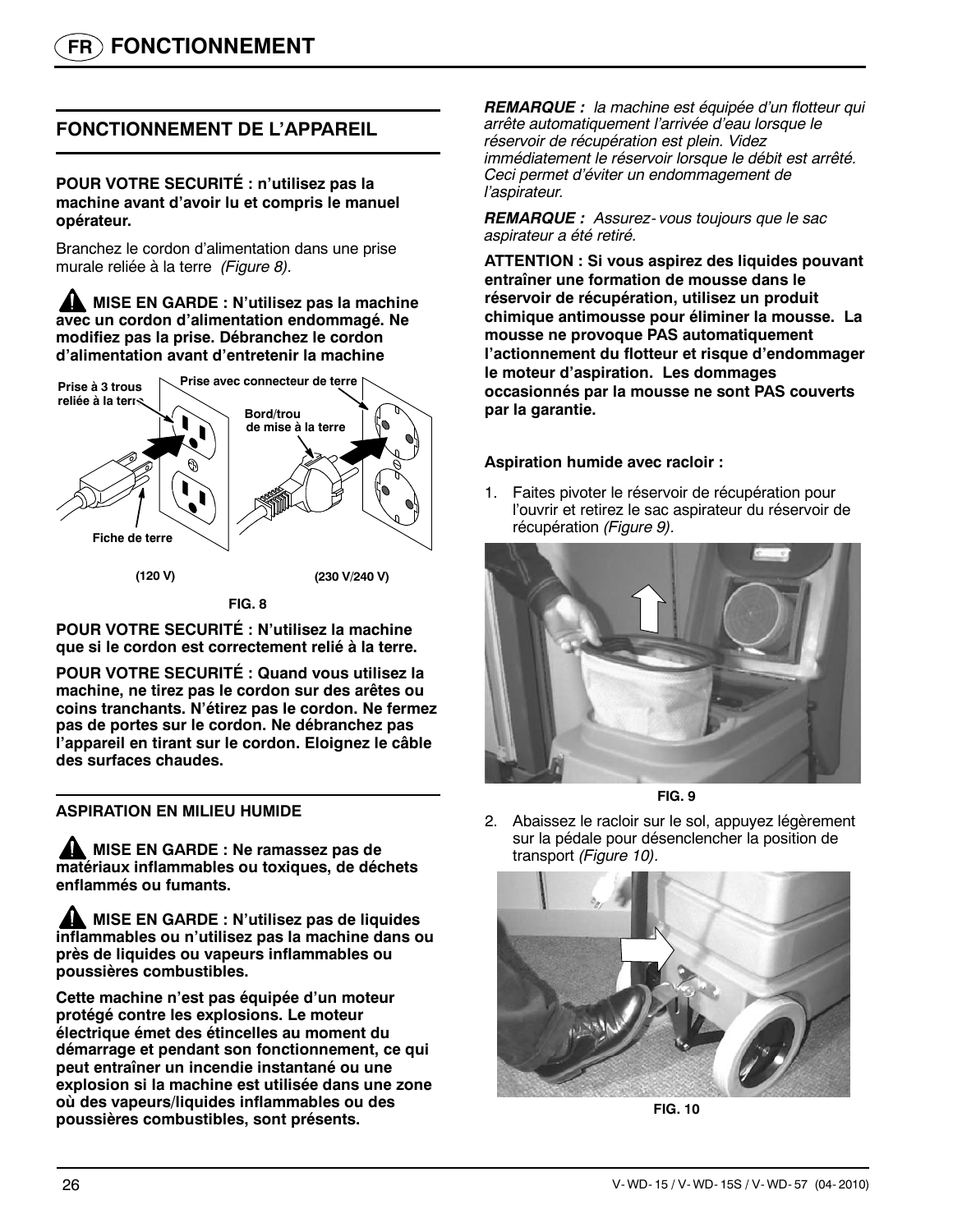# FONCTIONNEMENT

## FONCTIONNEMENT DE L'APPAREIL

**POUR VOTRE SECURITÉ : n'utilisez pas la machine avant d'avoir lu et compris le manuel opérateur.**

Branchez le cordon d'alimentation dans une prise murale reliée à la terre *(Figure 8).*

**⚠ MISE EN GARDE : N'utilisez pas la machine avec un cordon d'alimentation endommagé. Ne modifiez pas la prise. Débranchez le cordon d'alimentation avant d'entretenir la machine**

Prise à 3 trous reliée à la terre
Prise avec connecteur de terre
Bord/trou de mise à la terre
Fiche de terre
(120 V)
(230 V/240 V)

FIG. 8

**POUR VOTRE SECURITÉ : N'utilisez la machine que si le cordon est correctement relié à la terre.**

**POUR VOTRE SECURITÉ : Quand vous utilisez la machine, ne tirez pas le cordon sur des arêtes ou coins tranchants. N'étirez pas le cordon. Ne fermez pas de portes sur le cordon. Ne débranchez pas l'appareil en tirant sur le cordon. Eloignez le câble des surfaces chaudes.**

### ASPIRATION EN MILIEU HUMIDE

**⚠ MISE EN GARDE : Ne ramassez pas de matériaux inflammables ou toxiques, de déchets enflammés ou fumants.**

**⚠ MISE EN GARDE : N'utilisez pas de liquides inflammables ou n'utilisez pas la machine dans ou près de liquides ou vapeurs inflammables ou poussières combustibles.**

**Cette machine n'est pas équipée d'un moteur protégé contre les explosions. Le moteur électrique émet des étincelles au moment du démarrage et pendant son fonctionnement, ce qui peut entraîner un incendie instantané ou une explosion si la machine est utilisée dans une zone où des vapeurs/liquides inflammables ou des poussières combustibles, sont présents.**

***REMARQUE :*** *la machine est équipée d'un flotteur qui arrête automatiquement l'arrivée d'eau lorsque le réservoir de récupération est plein. Videz immédiatement le réservoir lorsque le débit est arrêté. Ceci permet d'éviter un endommagement de l'aspirateur.*

***REMARQUE :*** *Assurez-vous toujours que le sac aspirateur a été retiré.*

**ATTENTION : Si vous aspirez des liquides pouvant entraîner une formation de mousse dans le réservoir de récupération, utilisez un produit chimique antimousse pour éliminer la mousse. La mousse ne provoque PAS automatiquement l'actionnement du flotteur et risque d'endommager le moteur d'aspiration. Les dommages occasionnés par la mousse ne sont PAS couverts par la garantie.**

**Aspiration humide avec racloir :**

1. Faites pivoter le réservoir de récupération pour l'ouvrir et retirez le sac aspirateur du réservoir de récupération *(Figure 9).*

FIG. 9

2. Abaissez le racloir sur le sol, appuyez légèrement sur la pédale pour désenclencher la position de transport *(Figure 10).*

FIG. 10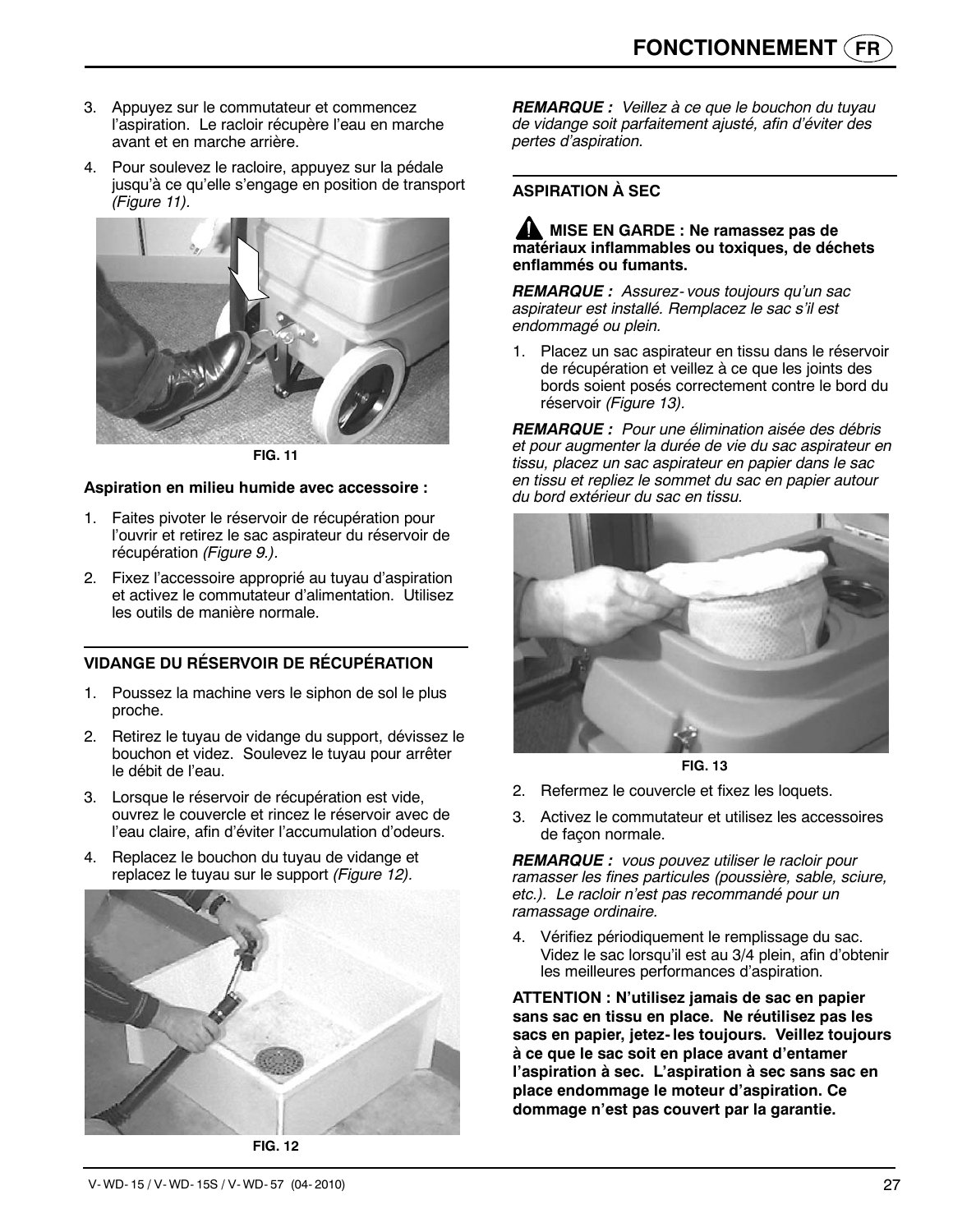3. Appuyez sur le commutateur et commencez l'aspiration. Le racloir récupère l'eau en marche avant et en marche arrière.
4. Pour soulevez le racloire, appuyez sur la pédale jusqu'à ce qu'elle s'engage en position de transport *(Figure 11).*

FIG. 11

**Aspiration en milieu humide avec accessoire :**

1. Faites pivoter le réservoir de récupération pour l'ouvrir et retirez le sac aspirateur du réservoir de récupération *(Figure 9.).*
2. Fixez l'accessoire approprié au tuyau d'aspiration et activez le commutateur d'alimentation. Utilisez les outils de manière normale.

## VIDANGE DU RÉSERVOIR DE RÉCUPÉRATION

1. Poussez la machine vers le siphon de sol le plus proche.
2. Retirez le tuyau de vidange du support, dévissez le bouchon et videz. Soulevez le tuyau pour arrêter le débit de l'eau.
3. Lorsque le réservoir de récupération est vide, ouvrez le couvercle et rincez le réservoir avec de l'eau claire, afin d'éviter l'accumulation d'odeurs.
4. Replacez le bouchon du tuyau de vidange et replacez le tuyau sur le support *(Figure 12).*

FIG. 12

***REMARQUE :** Veillez à ce que le bouchon du tuyau de vidange soit parfaitement ajusté, afin d'éviter des pertes d'aspiration.*

## ASPIRATION À SEC

**⚠ MISE EN GARDE : Ne ramassez pas de matériaux inflammables ou toxiques, de déchets enflammés ou fumants.**

***REMARQUE :** Assurez-vous toujours qu'un sac aspirateur est installé. Remplacez le sac s'il est endommagé ou plein.*

1. Placez un sac aspirateur en tissu dans le réservoir de récupération et veillez à ce que les joints des bords soient posés correctement contre le bord du réservoir *(Figure 13).*

***REMARQUE :** Pour une élimination aisée des débris et pour augmenter la durée de vie du sac aspirateur en tissu, placez un sac aspirateur en papier dans le sac en tissu et repliez le sommet du sac en papier autour du bord extérieur du sac en tissu.*

FIG. 13

2. Refermez le couvercle et fixez les loquets.
3. Activez le commutateur et utilisez les accessoires de façon normale.

***REMARQUE :** vous pouvez utiliser le racloir pour ramasser les fines particules (poussière, sable, sciure, etc.). Le racloir n'est pas recommandé pour un ramassage ordinaire.*

4. Vérifiez périodiquement le remplissage du sac. Videz le sac lorsqu'il est au 3/4 plein, afin d'obtenir les meilleures performances d'aspiration.

**ATTENTION : N'utilisez jamais de sac en papier sans sac en tissu en place. Ne réutilisez pas les sacs en papier, jetez-les toujours. Veillez toujours à ce que le sac soit en place avant d'entamer l'aspiration à sec. L'aspiration à sec sans sac en place endommage le moteur d'aspiration. Ce dommage n'est pas couvert par la garantie.**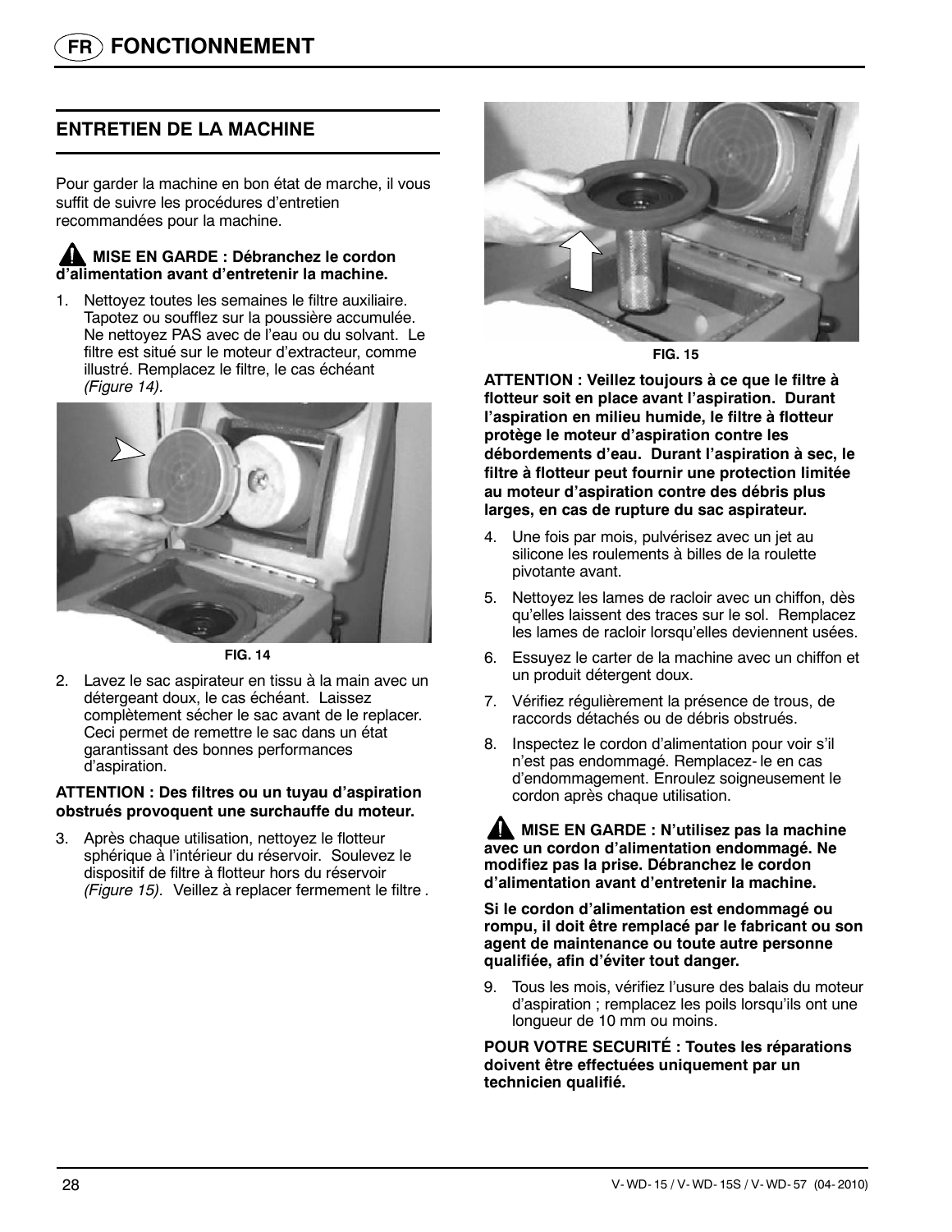# FONCTIONNEMENT

## ENTRETIEN DE LA MACHINE

Pour garder la machine en bon état de marche, il vous suffit de suivre les procédures d'entretien recommandées pour la machine.

**⚠ MISE EN GARDE : Débranchez le cordon d'alimentation avant d'entretenir la machine.**

1. Nettoyez toutes les semaines le filtre auxiliaire. Tapotez ou soufflez sur la poussière accumulée. Ne nettoyez PAS avec de l'eau ou du solvant. Le filtre est situé sur le moteur d'extracteur, comme illustré. Remplacez le filtre, le cas échéant *(Figure 14).*

FIG. 14

2. Lavez le sac aspirateur en tissu à la main avec un détergeant doux, le cas échéant. Laissez complètement sécher le sac avant de le replacer. Ceci permet de remettre le sac dans un état garantissant des bonnes performances d'aspiration.

**ATTENTION : Des filtres ou un tuyau d'aspiration obstrués provoquent une surchauffe du moteur.**

3. Après chaque utilisation, nettoyez le flotteur sphérique à l'intérieur du réservoir. Soulevez le dispositif de filtre à flotteur hors du réservoir *(Figure 15).* Veillez à replacer fermement le filtre .

FIG. 15

**ATTENTION : Veillez toujours à ce que le filtre à flotteur soit en place avant l'aspiration. Durant l'aspiration en milieu humide, le filtre à flotteur protège le moteur d'aspiration contre les débordements d'eau. Durant l'aspiration à sec, le filtre à flotteur peut fournir une protection limitée au moteur d'aspiration contre des débris plus larges, en cas de rupture du sac aspirateur.**

4. Une fois par mois, pulvérisez avec un jet au silicone les roulements à billes de la roulette pivotante avant.
5. Nettoyez les lames de racloir avec un chiffon, dès qu'elles laissent des traces sur le sol. Remplacez les lames de racloir lorsqu'elles deviennent usées.
6. Essuyez le carter de la machine avec un chiffon et un produit détergent doux.
7. Vérifiez régulièrement la présence de trous, de raccords détachés ou de débris obstrués.
8. Inspectez le cordon d'alimentation pour voir s'il n'est pas endommagé. Remplacez- le en cas d'endommagement. Enroulez soigneusement le cordon après chaque utilisation.

**⚠ MISE EN GARDE : N'utilisez pas la machine avec un cordon d'alimentation endommagé. Ne modifiez pas la prise. Débranchez le cordon d'alimentation avant d'entretenir la machine.**

**Si le cordon d'alimentation est endommagé ou rompu, il doit être remplacé par le fabricant ou son agent de maintenance ou toute autre personne qualifiée, afin d'éviter tout danger.**

9. Tous les mois, vérifiez l'usure des balais du moteur d'aspiration ; remplacez les poils lorsqu'ils ont une longueur de 10 mm ou moins.

**POUR VOTRE SECURITÉ : Toutes les réparations doivent être effectuées uniquement par un technicien qualifié.**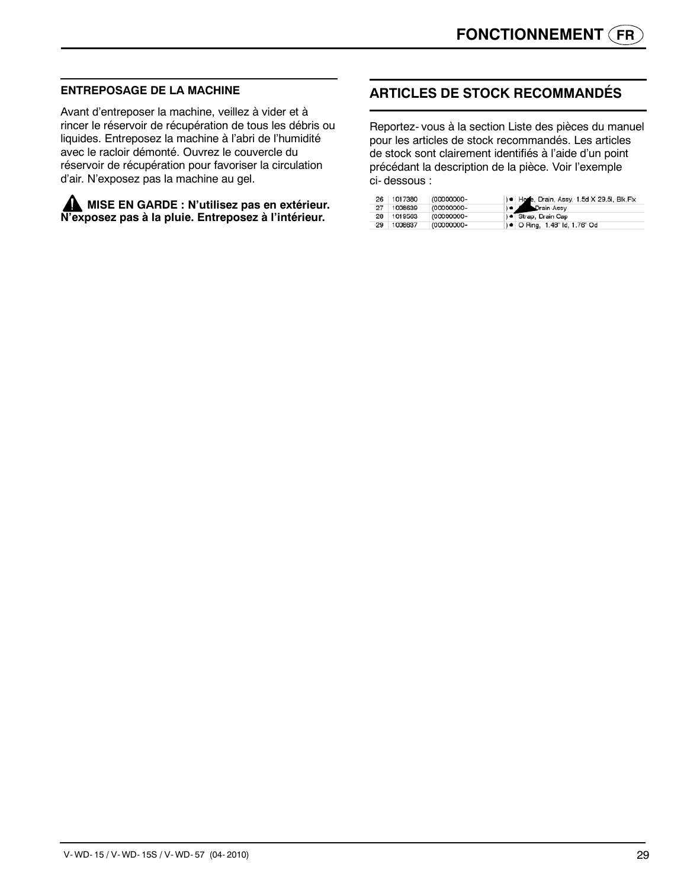### ENTREPOSAGE DE LA MACHINE

Avant d'entreposer la machine, veillez à vider et à rincer le réservoir de récupération de tous les débris ou liquides. Entreposez la machine à l'abri de l'humidité avec le racloir démonté. Ouvrez le couvercle du réservoir de récupération pour favoriser la circulation d'air. N'exposez pas la machine au gel.

**MISE EN GARDE : N'utilisez pas en extérieur. N'exposez pas à la pluie. Entreposez à l'intérieur.**

## ARTICLES DE STOCK RECOMMANDÉS

Reportez-vous à la section Liste des pièces du manuel pour les articles de stock recommandés. Les articles de stock sont clairement identifiés à l'aide d'un point précédant la description de la pièce. Voir l'exemple ci-dessous :

| | | | |
|---|---|---|---|
| 26 | 1017380 | (00000000- | ) ● Hose, Drain, Assy, 1.5d X 29.5l, Blk,Fix |
| 27 | 1008639 | (00000000- | ) ● Cap, Drain Assy |
| 28 | 1019563 | (00000000- | ) ● Strap, Drain Cap |
| 29 | 1008637 | (00000000- | ) ● O Ring, 1.48" Id, 1.76" Od |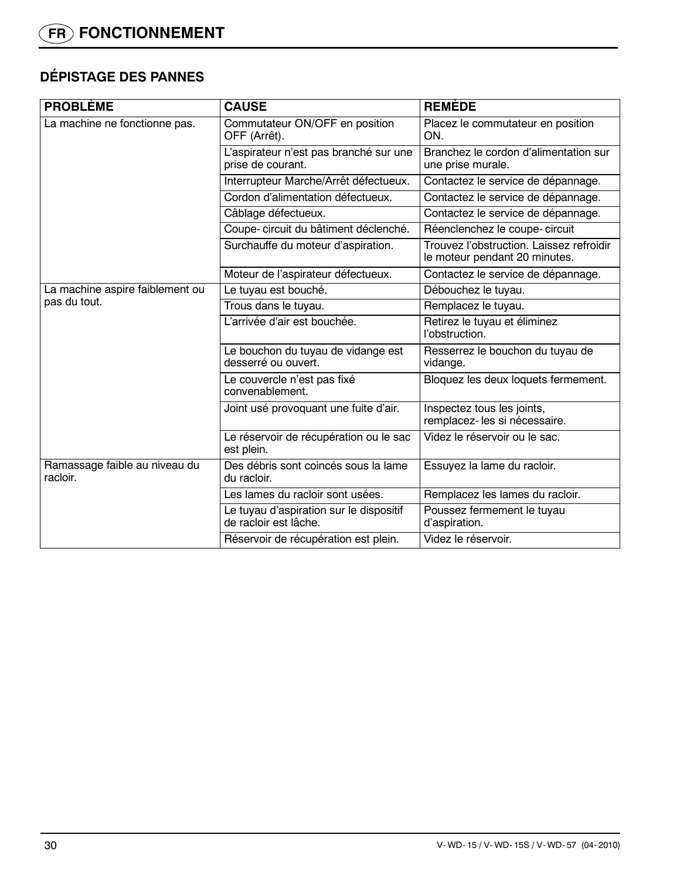## DÉPISTAGE DES PANNES

| PROBLÈME | CAUSE | REMÈDE |
|---|---|---|
| La machine ne fonctionne pas. | Commutateur ON/OFF en position OFF (Arrêt). | Placez le commutateur en position ON. |
| | L'aspirateur n'est pas branché sur une prise de courant. | Branchez le cordon d'alimentation sur une prise murale. |
| | Interrupteur Marche/Arrêt défectueux. | Contactez le service de dépannage. |
| | Cordon d'alimentation défectueux. | Contactez le service de dépannage. |
| | Câblage défectueux. | Contactez le service de dépannage. |
| | Coupe- circuit du bâtiment déclenché. | Réenclenchez le coupe- circuit |
| | Surchauffe du moteur d'aspiration. | Trouvez l'obstruction. Laissez refroidir le moteur pendant 20 minutes. |
| | Moteur de l'aspirateur défectueux. | Contactez le service de dépannage. |
| La machine aspire faiblement ou pas du tout. | Le tuyau est bouché. | Débouchez le tuyau. |
| | Trous dans le tuyau. | Remplacez le tuyau. |
| | L'arrivée d'air est bouchée. | Retirez le tuyau et éliminez l'obstruction. |
| | Le bouchon du tuyau de vidange est desserré ou ouvert. | Resserrez le bouchon du tuyau de vidange. |
| | Le couvercle n'est pas fixé convenablement. | Bloquez les deux loquets fermement. |
| | Joint usé provoquant une fuite d'air. | Inspectez tous les joints, remplacez- les si nécessaire. |
| | Le réservoir de récupération ou le sac est plein. | Videz le réservoir ou le sac. |
| Ramassage faible au niveau du racloir. | Des débris sont coincés sous la lame du racloir. | Essuyez la lame du racloir. |
| | Les lames du racloir sont usées. | Remplacez les lames du racloir. |
| | Le tuyau d'aspiration sur le dispositif de racloir est lâche. | Poussez fermement le tuyau d'aspiration. |
| | Réservoir de récupération est plein. | Videz le réservoir. |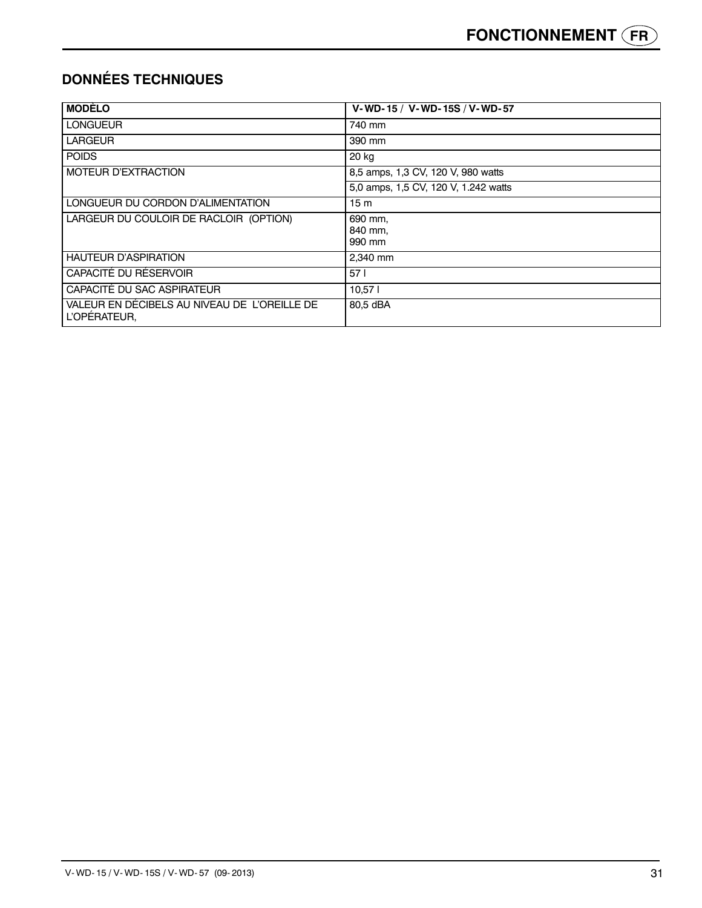## DONNÉES TECHNIQUES

| MODÈLO | V-WD-15 / V-WD-15S / V-WD-57 |
|---|---|
| LONGUEUR | 740 mm |
| LARGEUR | 390 mm |
| POIDS | 20 kg |
| MOTEUR D'EXTRACTION | 8,5 amps, 1,3 CV, 120 V, 980 watts |
| | 5,0 amps, 1,5 CV, 120 V, 1.242 watts |
| LONGUEUR DU CORDON D'ALIMENTATION | 15 m |
| LARGEUR DU COULOIR DE RACLOIR (OPTION) | 690 mm,<br>840 mm,<br>990 mm |
| HAUTEUR D'ASPIRATION | 2,340 mm |
| CAPACITÉ DU RÉSERVOIR | 57 l |
| CAPACITÉ DU SAC ASPIRATEUR | 10,57 l |
| VALEUR EN DÉCIBELS AU NIVEAU DE L'OREILLE DE L'OPÉRATEUR, | 80,5 dBA |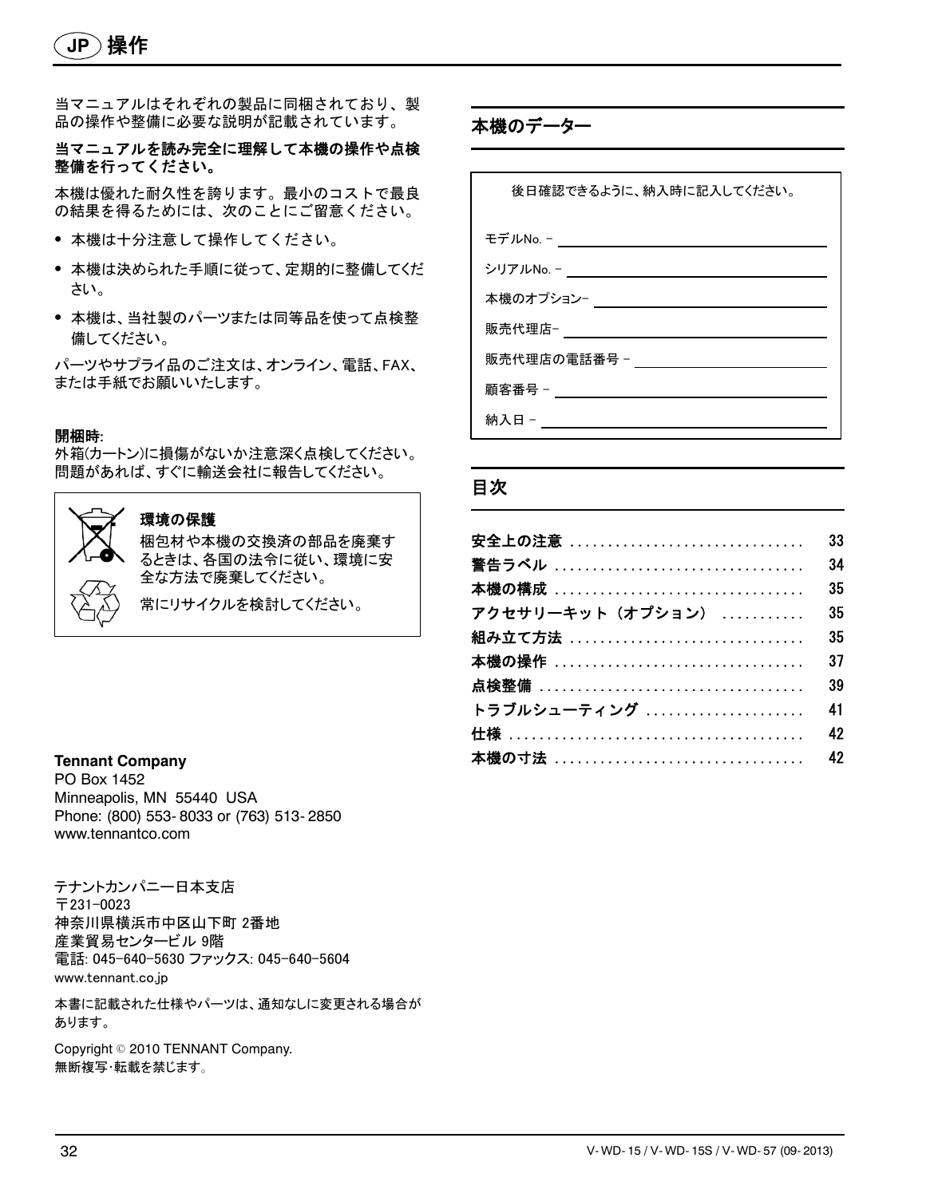## 操作

当マニュアルはそれぞれの製品に同梱されており、製品の操作や整備に必要な説明が記載されています。

**当マニュアルを読み完全に理解して本機の操作や点検整備を行ってください。**

本機は優れた耐久性を誇ります。最小のコストで最良の結果を得るためには、次のことにご留意ください。

- 本機は十分注意して操作してください。
- 本機は決められた手順に従って、定期的に整備してください。
- 本機は、当社製のパーツまたは同等品を使って点検整備してください。

パーツやサプライ品のご注文は、オンライン、電話、FAX、または手紙でお願いいたします。

**開梱時:**
外箱(カートン)に損傷がないか注意深く点検してください。問題があれば、すぐに輸送会社に報告してください。

**環境の保護**

梱包材や本機の交換済の部品を廃棄するときは、各国の法令に従い、環境に安全な方法で廃棄してください。

常にリサイクルを検討してください。

**Tennant Company**
PO Box 1452
Minneapolis, MN 55440 USA
Phone: (800) 553-8033 or (763) 513-2850
www.tennantco.com

テナントカンパニー日本支店
〒231-0023
神奈川県横浜市中区山下町 2番地
産業貿易センタービル 9階
電話: 045-640-5630 ファックス: 045-640-5604
www.tennant.co.jp

本書に記載された仕様やパーツは、通知なしに変更される場合があります。

Copyright © 2010 TENNANT Company.
無断複写･転載を禁じます。

## 本機のデーター

後日確認できるように、納入時に記入してください。

モデルNo. – ______________________

シリアルNo. – ______________________

本機のオプション– ______________________

販売代理店– ______________________

販売代理店の電話番号 – ______________________

顧客番号 – ______________________

納入日 – ______________________

## 目次

| | |
|---|---|
| 安全上の注意 | 33 |
| 警告ラベル | 34 |
| 本機の構成 | 35 |
| アクセサリーキット（オプション） | 35 |
| 組み立て方法 | 35 |
| 本機の操作 | 37 |
| 点検整備 | 39 |
| トラブルシューティング | 41 |
| 仕様 | 42 |
| 本機の寸法 | 42 |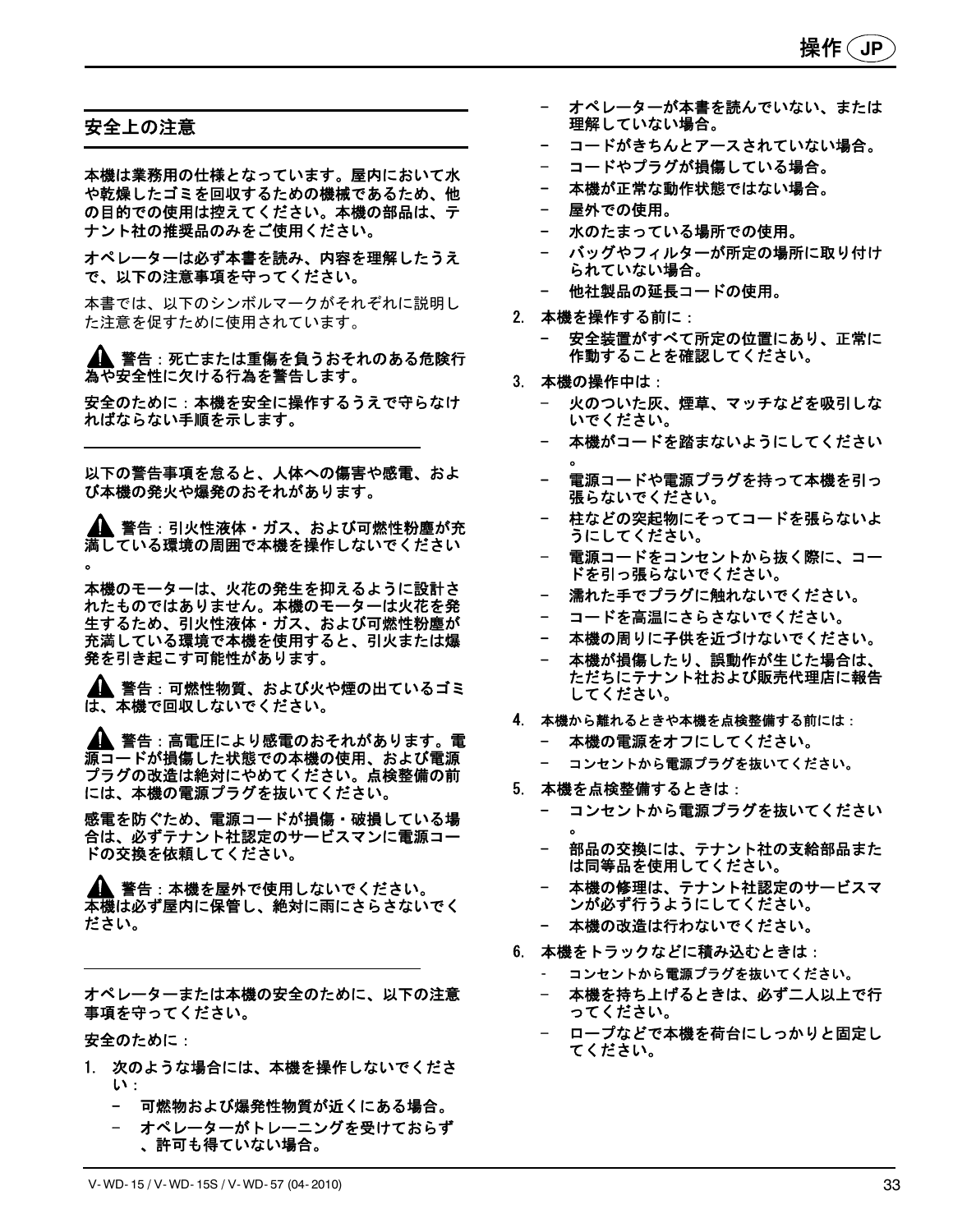## 安全上の注意

**本機は業務用の仕様となっています。屋内において水や乾燥したゴミを回収するための機械であるため、他の目的での使用は控えてください。本機の部品は、テナント社の推奨品のみをご使用ください。**

**オペレーターは必ず本書を読み、内容を理解したうえで、以下の注意事項を守ってください。**

本書では、以下のシンボルマークがそれぞれに説明した注意を促すために使用されています。

**⚠ 警告：死亡または重傷を負うおそれのある危険行為や安全性に欠ける行為を警告します。**

**安全のために：本機を安全に操作するうえで守らなければならない手順を示します。**

---

**以下の警告事項を怠ると、人体への傷害や感電、および本機の発火や爆発のおそれがあります。**

**⚠ 警告：引火性液体・ガス、および可燃性粉塵が充満している環境の周囲で本機を操作しないでください。**

**本機のモーターは、火花の発生を抑えるように設計されたものではありません。本機のモーターは火花を発生するため、引火性液体・ガス、および可燃性粉塵が充満している環境で本機を使用すると、引火または爆発を引き起こす可能性があります。**

**⚠ 警告：可燃性物質、および火や煙の出ているゴミは、本機で回収しないでください。**

**⚠ 警告：高電圧により感電のおそれがあります。電源コードが損傷した状態での本機の使用、および電源プラグの改造は絶対にやめてください。点検整備の前には、本機の電源プラグを抜いてください。**

**感電を防ぐため、電源コードが損傷・破損している場合は、必ずテナント社認定のサービスマンに電源コードの交換を依頼してください。**

**⚠ 警告：本機を屋外で使用しないでください。本機は必ず屋内に保管し、絶対に雨にさらさないでください。**

---

**オペレーターまたは本機の安全のために、以下の注意事項を守ってください。**

**安全のために：**

1. **次のような場合には、本機を操作しないでください：**
   - 可燃物および爆発性物質が近くにある場合。
   - オペレーターがトレーニングを受けておらず、許可も得ていない場合。
   - オペレーターが本書を読んでいない、または理解していない場合。
   - コードがきちんとアースされていない場合。
   - コードやプラグが損傷している場合。
   - 本機が正常な動作状態ではない場合。
   - 屋外での使用。
   - 水のたまっている場所での使用。
   - バッグやフィルターが所定の場所に取り付けられていない場合。
   - 他社製品の延長コードの使用。
2. **本機を操作する前に：**
   - 安全装置がすべて所定の位置にあり、正常に作動することを確認してください。
3. **本機の操作中は：**
   - 火のついた灰、煙草、マッチなどを吸引しないでください。
   - 本機がコードを踏まないようにしてください。
   - 電源コードや電源プラグを持って本機を引っ張らないでください。
   - 柱などの突起物にそってコードを張らないようにしてください。
   - 電源コードをコンセントから抜く際に、コードを引っ張らないでください。
   - 濡れた手でプラグに触れないでください。
   - コードを高温にさらさないでください。
   - 本機の周りに子供を近づけないでください。
   - 本機が損傷したり、誤動作が生じた場合は、ただちにテナント社および販売代理店に報告してください。
4. **本機から離れるときや本機を点検整備する前には：**
   - 本機の電源をオフにしてください。
   - コンセントから電源プラグを抜いてください。
5. **本機を点検整備するときは：**
   - コンセントから電源プラグを抜いてください。
   - 部品の交換には、テナント社の支給部品または同等品を使用してください。
   - 本機の修理は、テナント社認定のサービスマンが必ず行うようにしてください。
   - 本機の改造は行わないでください。
6. **本機をトラックなどに積み込むときは：**
   - コンセントから電源プラグを抜いてください。
   - 本機を持ち上げるときは、必ず二人以上で行ってください。
   - ロープなどで本機を荷台にしっかりと固定してください。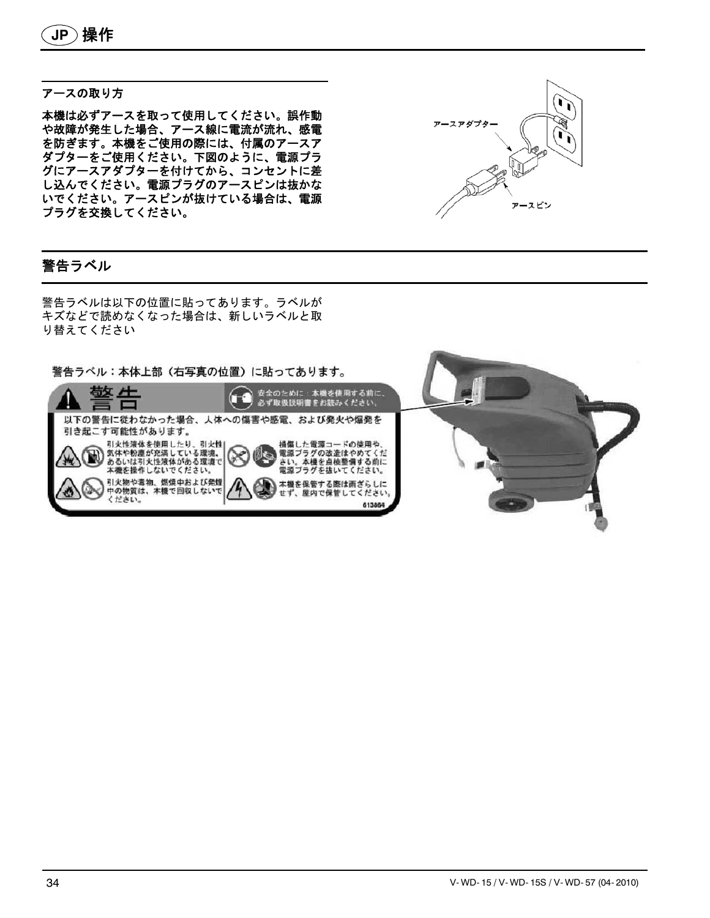# JP 操作

## アースの取り方

**本機は必ずアースを取って使用してください。誤作動や故障が発生した場合、アース線に電流が流れ、感電を防ぎます。本機をご使用の際には、付属のアースアダプターをご使用ください。下図のように、電源プラグにアースアダプターを付けてから、コンセントに差し込んでください。電源プラグのアースピンは抜かないでください。アースピンが抜けている場合は、電源プラグを交換してください。**

アースアダプター

アースピン

## 警告ラベル

警告ラベルは以下の位置に貼ってあります。ラベルがキズなどで読めなくなった場合は、新しいラベルと取り替えてください

警告ラベル：本体上部（右写真の位置）に貼ってあります。

**警告**

安全のために：本機を使用する前に、必ず取扱説明書をお読みください。

以下の警告に従わなかった場合、人体への傷害や感電、および発火や爆発を引き起こす可能性があります。

- 引火性液体を使用したり、引火性気体や粉塵が充満している環境、あるいは引火性液体がある環境で本機を操作しないでください。
- 引火物や毒物、燃焼中および発煙中の物質は、本機で回収しないでください。
- 損傷した電源コードの使用や、電源プラグの改造はやめてください。本機を点検整備する前に電源プラグを抜いてください。
- 本機を保管する際は雨ざらしにせず、屋内で保管してください。

613864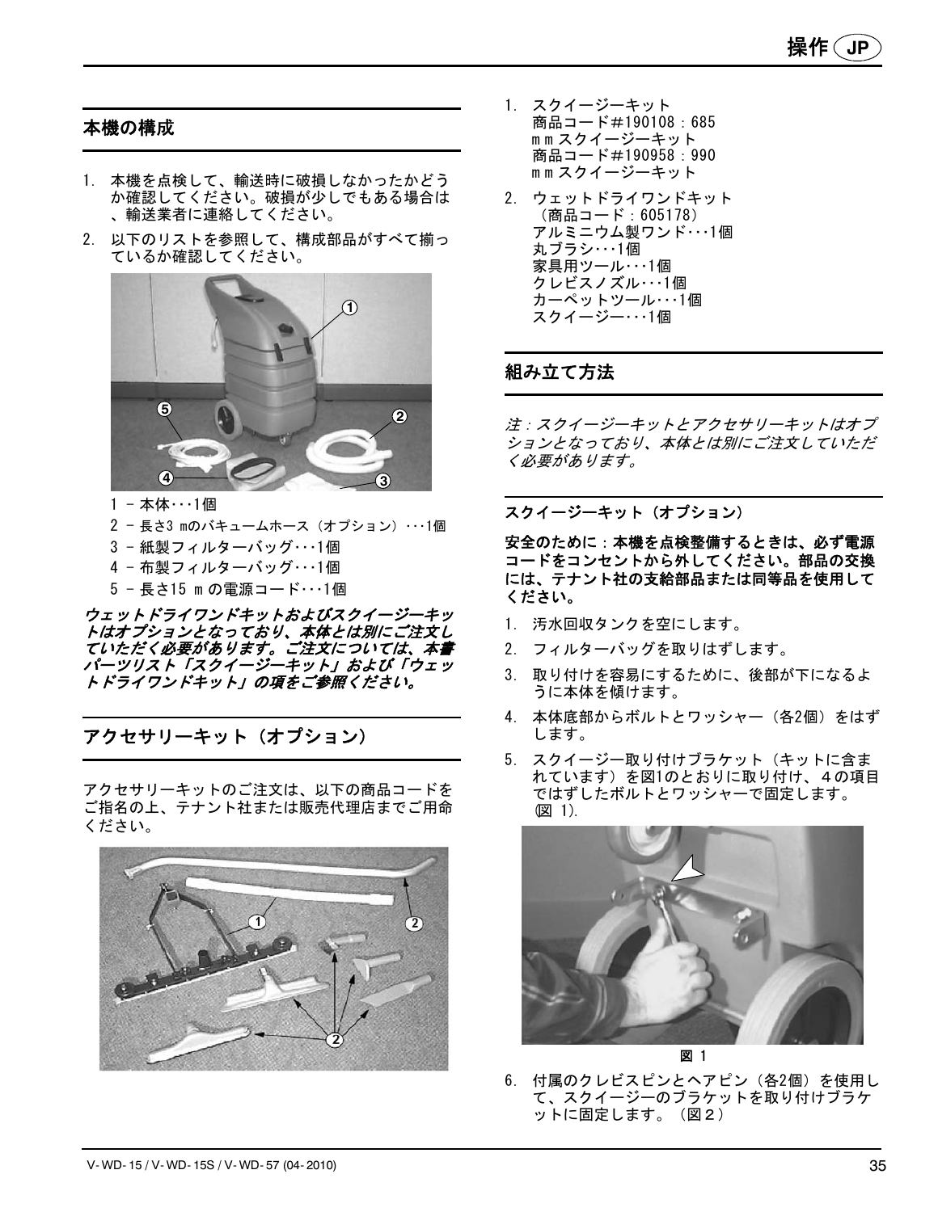## 本機の構成

1. 本機を点検して、輸送時に破損しなかったかどうか確認してください。破損が少しでもある場合は、輸送業者に連絡してください。
2. 以下のリストを参照して、構成部品がすべて揃っているか確認してください。

1 – 本体･･･1個
2 – 長さ3 mのバキュームホース（オプション）･･･1個
3 – 紙製フィルターバッグ･･･1個
4 – 布製フィルターバッグ･･･1個
5 – 長さ15 m の電源コード･･･1個

***ウェットドライワンドキットおよびスクイージーキットはオプションとなっており、本体とは別にご注文していただく必要があります。ご注文については、本書パーツリスト「スクイージーキット」および「ウェットドライワンドキット」の項をご参照ください。***

## アクセサリーキット（オプション）

アクセサリーキットのご注文は、以下の商品コードをご指名の上、テナント社または販売代理店までご用命ください。

1. スクイージーキット
   商品コード#190108：685 ｍｍスクイージーキット
   商品コード#190958：990 ｍｍスクイージーキット
2. ウェットドライワンドキット
   （商品コード：605178）
   アルミニウム製ワンド･･･1個
   丸ブラシ･･･1個
   家具用ツール･･･1個
   クレビスノズル･･･1個
   カーペットツール･･･1個
   スクイージー･･･1個

## 組み立て方法

*注：スクイージーキットとアクセサリーキットはオプションとなっており、本体とは別にご注文していただく必要があります。*

### スクイージーキット（オプション）

**安全のために：本機を点検整備するときは、必ず電源コードをコンセントから外してください。部品の交換には、テナント社の支給部品または同等品を使用してください。**

1. 汚水回収タンクを空にします。
2. フィルターバッグを取りはずします。
3. 取り付けを容易にするために、後部が下になるように本体を傾けます。
4. 本体底部からボルトとワッシャー（各2個）をはずします。
5. スクイージー取り付けブラケット（キットに含まれています）を図1のとおりに取り付け、４の項目ではずしたボルトとワッシャーで固定します。(図 1).

図 1

6. 付属のクレビスピンとヘアピン（各2個）を使用して、スクイージーのブラケットを取り付けブラケットに固定します。（図２）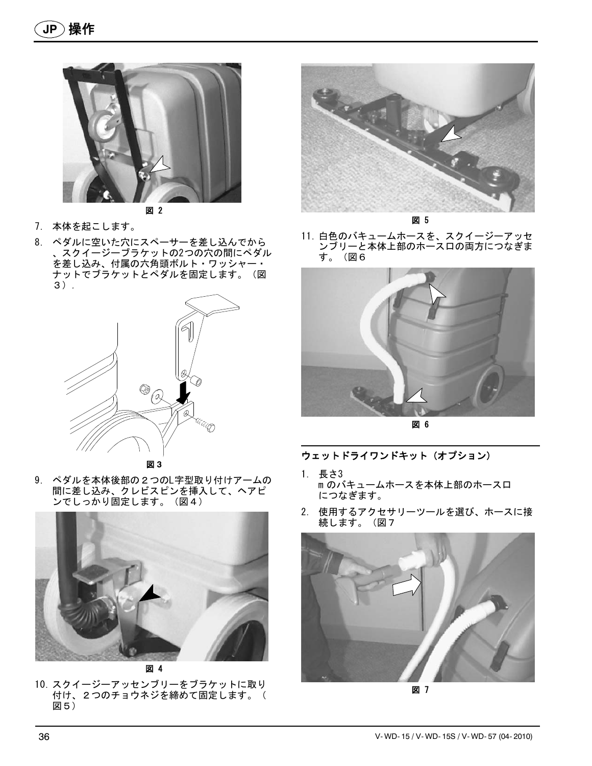# 操作

図 2

7. 本体を起こします。
8. ペダルに空いた穴にスペーサーを差し込んでから、スクイージーブラケットの2つの穴の間にペダルを差し込み、付属の六角頭ボルト・ワッシャー・ナットでブラケットとペダルを固定します。（図3）.

図 3

9. ペダルを本体後部の２つのL字型取り付けアームの間に差し込み、クレビスピンを挿入して、ヘアピンでしっかり固定します。（図４）

図 4

10. スクイージーアッセンブリーをブラケットに取り付け、２つのチョウネジを締めて固定します。（図５）

図 5

11. 白色のバキュームホースを、スクイージーアッセンブリーと本体上部のホース口の両方につなぎます。（図６

図 6

## ウェットドライワンドキット（オプション）

1. 長さ3 m のバキュームホースを本体上部のホース口につなぎます。
2. 使用するアクセサリーツールを選び、ホースに接続します。（図７

図 7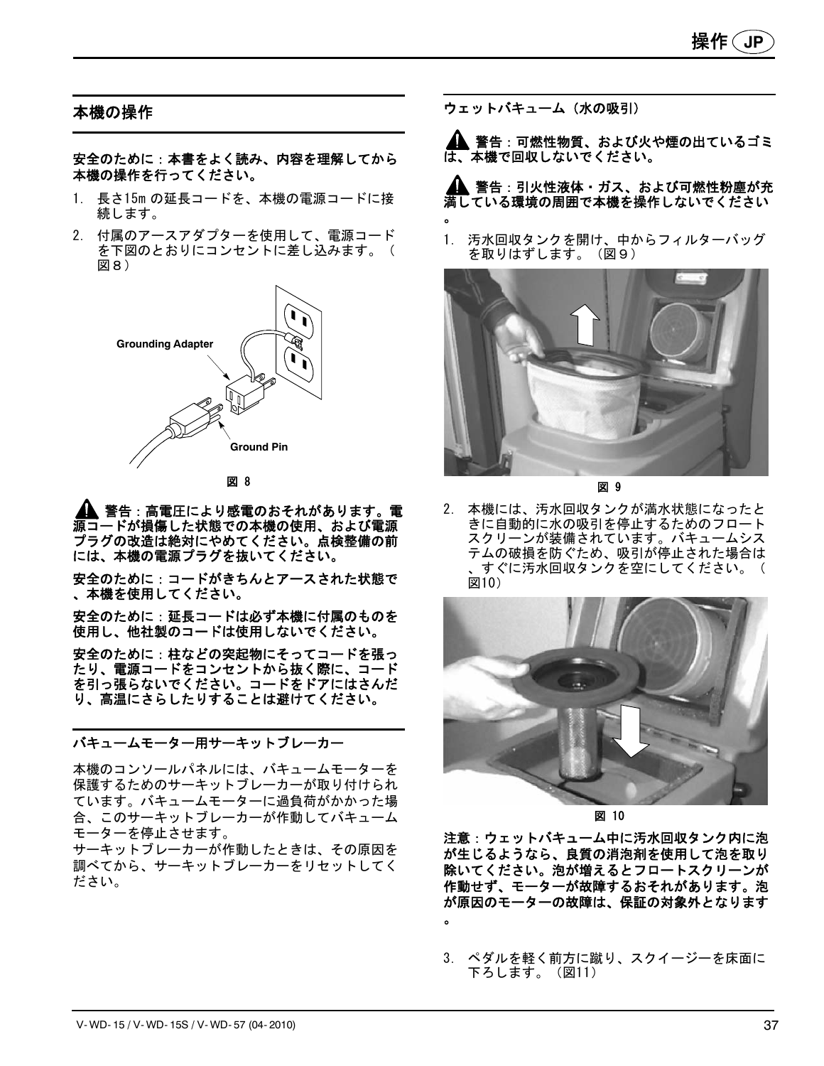## 本機の操作

**安全のために：本書をよく読み、内容を理解してから本機の操作を行ってください。**

1. 長さ15m の延長コードを、本機の電源コードに接続します。
2. 付属のアースアダプターを使用して、電源コードを下図のとおりにコンセントに差し込みます。（図８）

Grounding Adapter

Ground Pin

図 8

**⚠ 警告：高電圧により感電のおそれがあります。電源コードが損傷した状態での本機の使用、および電源プラグの改造は絶対にやめてください。点検整備の前には、本機の電源プラグを抜いてください。**

**安全のために：コードがきちんとアースされた状態で、本機を使用してください。**

**安全のために：延長コードは必ず本機に付属のものを使用し、他社製のコードは使用しないでください。**

**安全のために：柱などの突起物にそってコードを張ったり、電源コードをコンセントから抜く際に、コードを引っ張らないでください。コードをドアにはさんだり、高温にさらしたりすることは避けてください。**

### バキュームモーター用サーキットブレーカー

本機のコンソールパネルには、バキュームモーターを保護するためのサーキットブレーカーが取り付けられています。バキュームモーターに過負荷がかかった場合、このサーキットブレーカーが作動してバキュームモーターを停止させます。
サーキットブレーカーが作動したときは、その原因を調べてから、サーキットブレーカーをリセットしてください。

### ウェットバキューム（水の吸引）

**⚠ 警告：可燃性物質、および火や煙の出ているゴミは、本機で回収しないでください。**

**⚠ 警告：引火性液体・ガス、および可燃性粉塵が充満している環境の周囲で本機を操作しないでください。**

1. 汚水回収タンクを開け、中からフィルターバッグを取りはずします。（図９）

図 9

2. 本機には、汚水回収タンクが満水状態になったときに自動的に水の吸引を停止するためのフロートスクリーンが装備されています。バキュームシステムの破損を防ぐため、吸引が停止された場合は、すぐに汚水回収タンクを空にしてください。（図10）

図 10

**注意：ウェットバキューム中に汚水回収タンク内に泡が生じるようなら、良質の消泡剤を使用して泡を取り除いてください。泡が増えるとフロートスクリーンが作動せず、モーターが故障するおそれがあります。泡が原因のモーターの故障は、保証の対象外となります。**

3. ペダルを軽く前方に蹴り、スクイージーを床面に下ろします。（図11）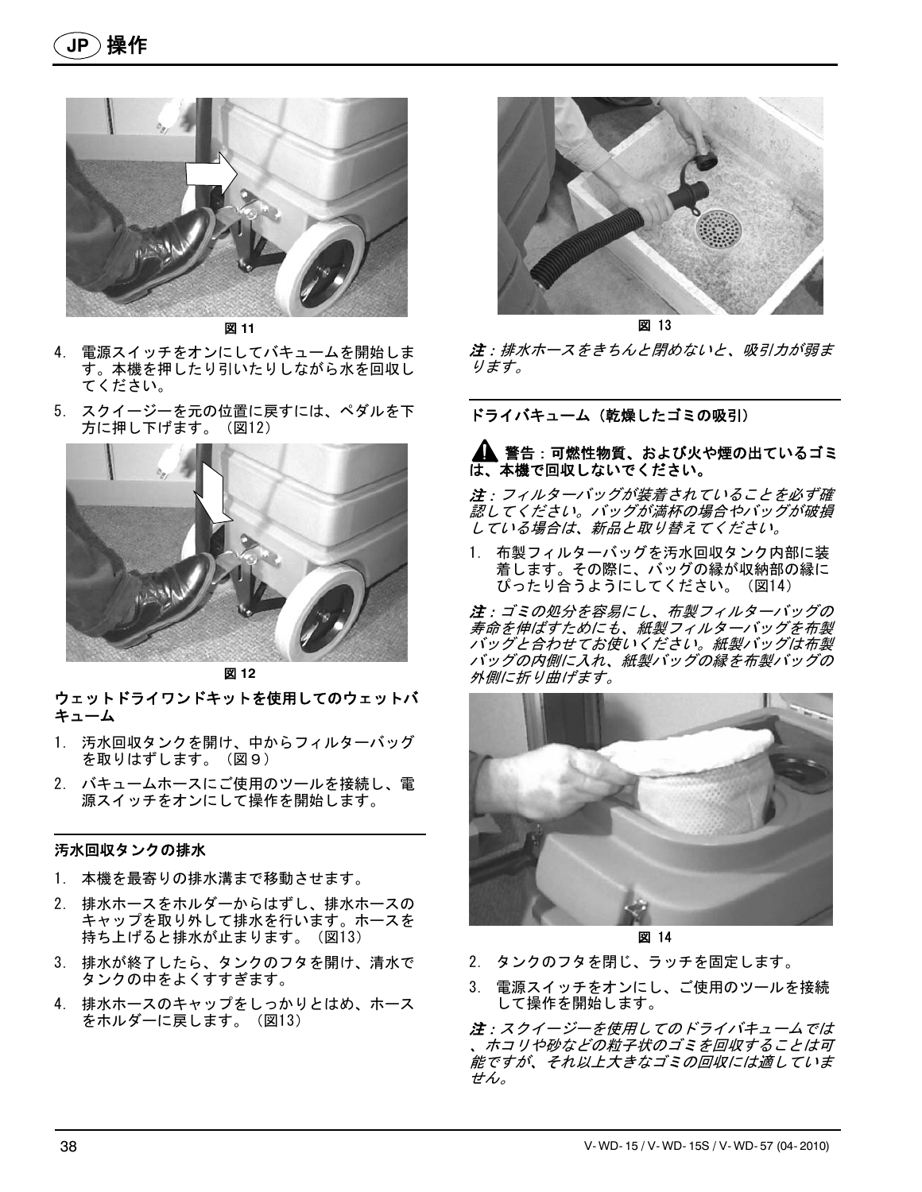# 操作

図 11

4. 電源スイッチをオンにしてバキュームを開始します。本機を押したり引いたりしながら水を回収してください。
5. スクイージーを元の位置に戻すには、ペダルを下方に押し下げます。（図12）

図 12

**ウェットドライワンドキットを使用してのウェットバキューム**

1. 汚水回収タンクを開け、中からフィルターバッグを取りはずします。（図９）
2. バキュームホースにご使用のツールを接続し、電源スイッチをオンにして操作を開始します。

**汚水回収タンクの排水**

1. 本機を最寄りの排水溝まで移動させます。
2. 排水ホースをホルダーからはずし、排水ホースのキャップを取り外して排水を行います。ホースを持ち上げると排水が止まります。（図13）
3. 排水が終了したら、タンクのフタを開け、清水でタンクの中をよくすすぎます。
4. 排水ホースのキャップをしっかりとはめ、ホースをホルダーに戻します。（図13）

図 13

*注：排水ホースをきちんと閉めないと、吸引力が弱まります。*

**ドライバキューム（乾燥したゴミの吸引）**

**⚠ 警告：可燃性物質、および火や煙の出ているゴミは、本機で回収しないでください。**

*注：フィルターバッグが装着されていることを必ず確認してください。バッグが満杯の場合やバッグが破損している場合は、新品と取り替えてください。*

1. 布製フィルターバッグを汚水回収タンク内部に装着します。その際に、バッグの縁が収納部の縁にぴったり合うようにしてください。（図14）

*注：ゴミの処分を容易にし、布製フィルターバッグの寿命を伸ばすためにも、紙製フィルターバッグを布製バッグと合わせてお使いください。紙製バッグは布製バッグの内側に入れ、紙製バッグの縁を布製バッグの外側に折り曲げます。*

図 14

2. タンクのフタを閉じ、ラッチを固定します。
3. 電源スイッチをオンにし、ご使用のツールを接続して操作を開始します。

*注：スクイージーを使用してのドライバキュームでは、ホコリや砂などの粒子状のゴミを回収することは可能ですが、それ以上大きなゴミの回収には適していません。*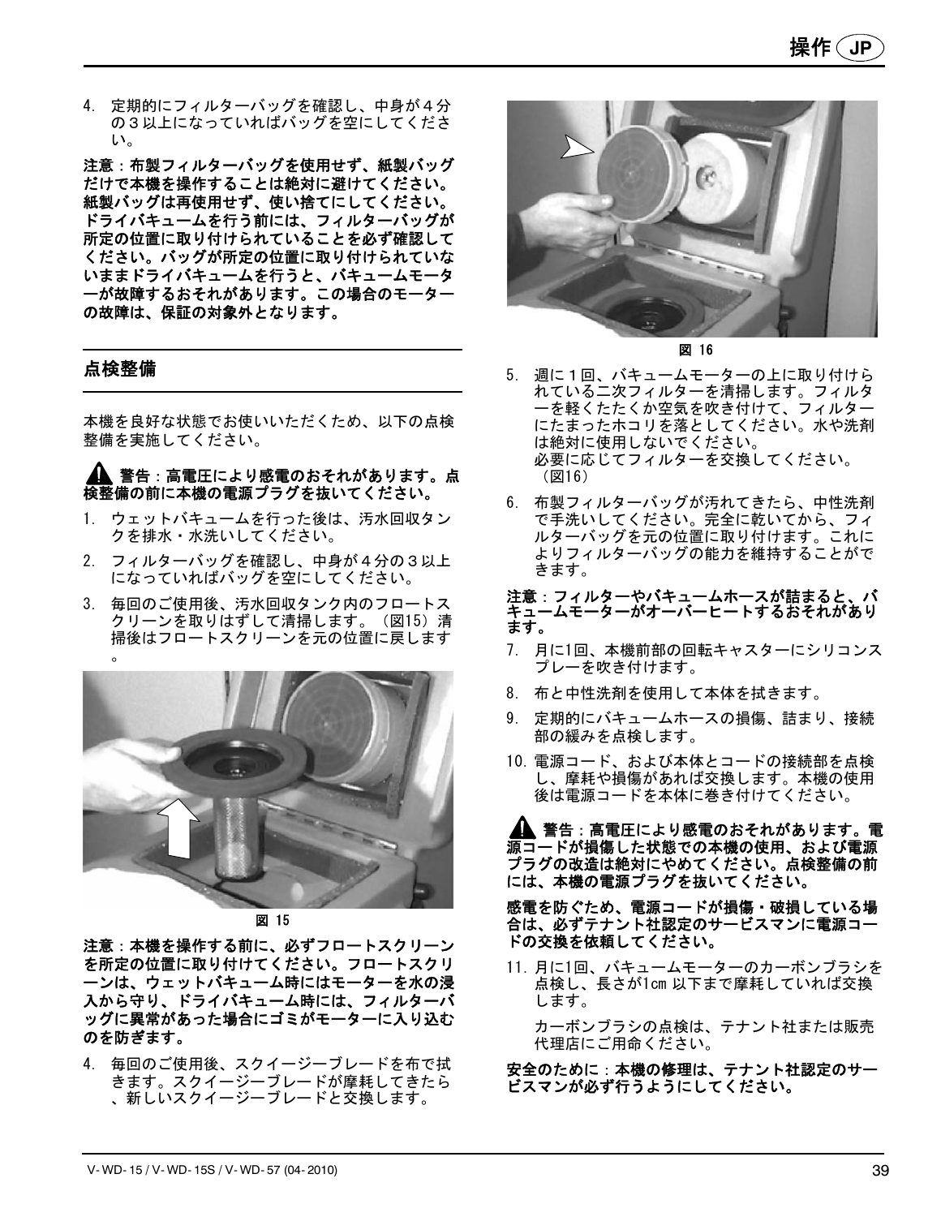4. 定期的にフィルターバッグを確認し、中身が４分の３以上になっていればバッグを空にしてください。

**注意：布製フィルターバッグを使用せず、紙製バッグだけで本機を操作することは絶対に避けてください。紙製バッグは再使用せず、使い捨てにしてください。ドライバキュームを行う前には、フィルターバッグが所定の位置に取り付けられていることを必ず確認してください。バッグが所定の位置に取り付けられていないままドライバキュームを行うと、バキュームモーターが故障するおそれがあります。この場合のモーターの故障は、保証の対象外となります。**

## 点検整備

本機を良好な状態でお使いいただくため、以下の点検整備を実施してください。

**⚠ 警告：高電圧により感電のおそれがあります。点検整備の前に本機の電源プラグを抜いてください。**

1. ウェットバキュームを行った後は、汚水回収タンクを排水・水洗いしてください。
2. フィルターバッグを確認し、中身が４分の３以上になっていればバッグを空にしてください。
3. 毎回のご使用後、汚水回収タンク内のフロートスクリーンを取りはずして清掃します。（図15）清掃後はフロートスクリーンを元の位置に戻します。

図 15

**注意：本機を操作する前に、必ずフロートスクリーンを所定の位置に取り付けてください。フロートスクリーンは、ウェットバキューム時にはモーターを水の浸入から守り、ドライバキューム時には、フィルターバッグに異常があった場合にゴミがモーターに入り込むのを防ぎます。**

4. 毎回のご使用後、スクイージーブレードを布で拭きます。スクイージーブレードが摩耗してきたら、新しいスクイージーブレードと交換します。

図 16

5. 週に１回、バキュームモーターの上に取り付けられている二次フィルターを清掃します。フィルターを軽くたたくか空気を吹き付けて、フィルターにたまったホコリを落としてください。水や洗剤は絶対に使用しないでください。
   必要に応じてフィルターを交換してください。（図16）
6. 布製フィルターバッグが汚れてきたら、中性洗剤で手洗いしてください。完全に乾いてから、フィルターバッグを元の位置に取り付けます。これによりフィルターバッグの能力を維持することができます。

**注意：フィルターやバキュームホースが詰まると、バキュームモーターがオーバーヒートするおそれがあります。**

7. 月に1回、本機前部の回転キャスターにシリコンスプレーを吹き付けます。
8. 布と中性洗剤を使用して本体を拭きます。
9. 定期的にバキュームホースの損傷、詰まり、接続部の緩みを点検します。
10. 電源コード、および本体とコードの接続部を点検し、摩耗や損傷があれば交換します。本機の使用後は電源コードを本体に巻き付けてください。

**⚠ 警告：高電圧により感電のおそれがあります。電源コードが損傷した状態での本機の使用、および電源プラグの改造は絶対にやめてください。点検整備の前には、本機の電源プラグを抜いてください。**

**感電を防ぐため、電源コードが損傷・破損している場合は、必ずテナント社認定のサービスマンに電源コードの交換を依頼してください。**

11. 月に1回、バキュームモーターのカーボンブラシを点検し、長さが1cm 以下まで摩耗していれば交換します。

    カーボンブラシの点検は、テナント社または販売代理店にご用命ください。

**安全のために：本機の修理は、テナント社認定のサービスマンが必ず行うようにしてください。**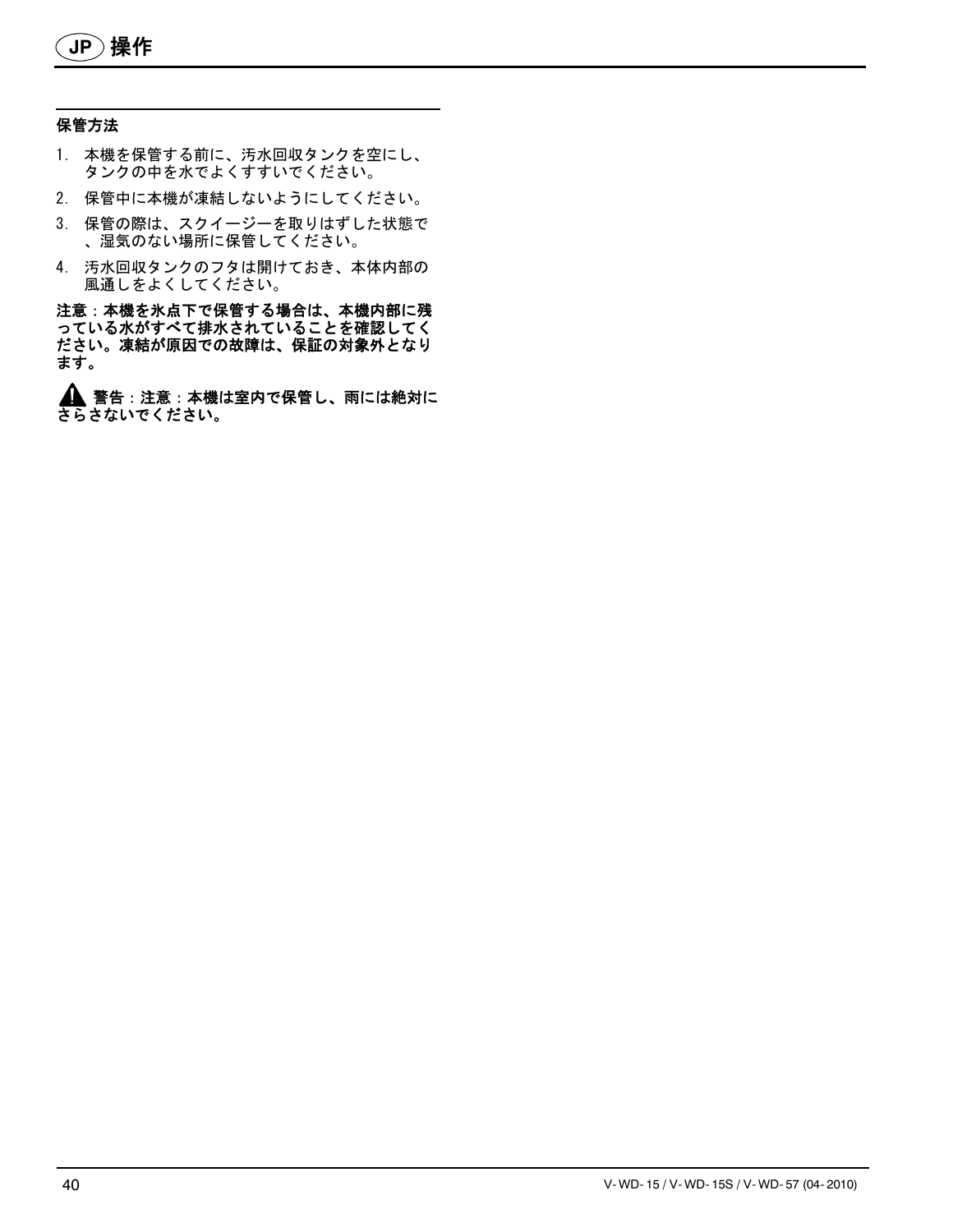## 保管方法

1. 本機を保管する前に、汚水回収タンクを空にし、タンクの中を水でよくすすいでください。
2. 保管中に本機が凍結しないようにしてください。
3. 保管の際は、スクイージーを取りはずした状態で、湿気のない場所に保管してください。
4. 汚水回収タンクのフタは開けておき、本体内部の風通しをよくしてください。

**注意：本機を氷点下で保管する場合は、本機内部に残っている水がすべて排水されていることを確認してください。凍結が原因での故障は、保証の対象外となります。**

⚠ **警告：注意：本機は室内で保管し、雨には絶対にさらさないでください。**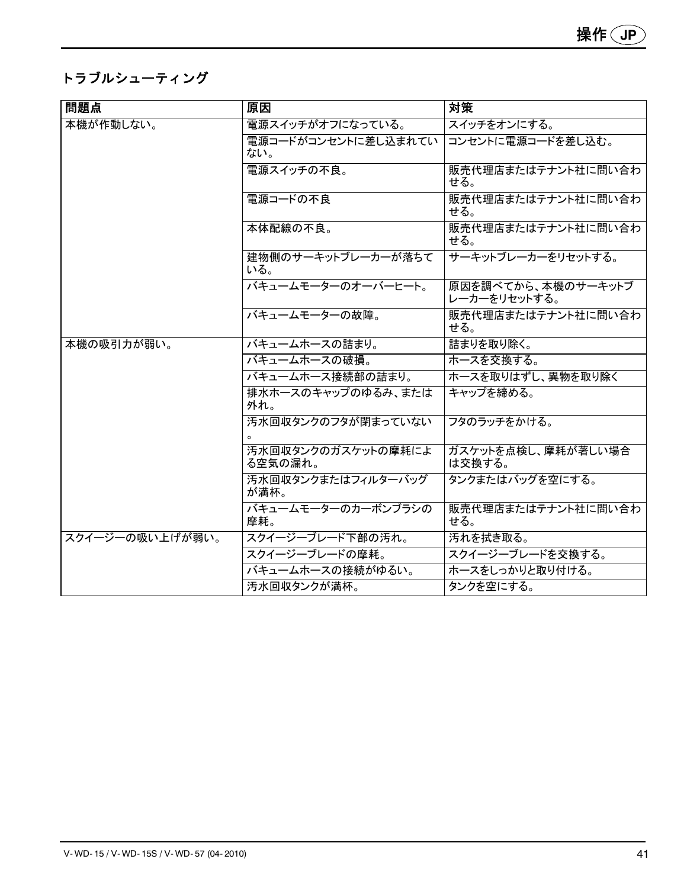## トラブルシューティング

| 問題点 | 原因 | 対策 |
|---|---|---|
| 本機が作動しない。 | 電源スイッチがオフになっている。 | スイッチをオンにする。 |
| | 電源コードがコンセントに差し込まれていない。 | コンセントに電源コードを差し込む。 |
| | 電源スイッチの不良。 | 販売代理店またはテナント社に問い合わせる。 |
| | 電源コードの不良 | 販売代理店またはテナント社に問い合わせる。 |
| | 本体配線の不良。 | 販売代理店またはテナント社に問い合わせる。 |
| | 建物側のサーキットブレーカーが落ちている。 | サーキットブレーカーをリセットする。 |
| | バキュームモーターのオーバーヒート。 | 原因を調べてから、本機のサーキットブレーカーをリセットする。 |
| | バキュームモーターの故障。 | 販売代理店またはテナント社に問い合わせる。 |
| 本機の吸引力が弱い。 | バキュームホースの詰まり。 | 詰まりを取り除く。 |
| | バキュームホースの破損。 | ホースを交換する。 |
| | バキュームホース接続部の詰まり。 | ホースを取りはずし、異物を取り除く |
| | 排水ホースのキャップのゆるみ、または外れ。 | キャップを締める。 |
| | 汚水回収タンクのフタが閉まっていない。 | フタのラッチをかける。 |
| | 汚水回収タンクのガスケットの摩耗による空気の漏れ。 | ガスケットを点検し、摩耗が著しい場合は交換する。 |
| | 汚水回収タンクまたはフィルターバッグが満杯。 | タンクまたはバッグを空にする。 |
| | バキュームモーターのカーボンブラシの摩耗。 | 販売代理店またはテナント社に問い合わせる。 |
| スクイージーの吸い上げが弱い。 | スクイージーブレード下部の汚れ。 | 汚れを拭き取る。 |
| | スクイージーブレードの摩耗。 | スクイージーブレードを交換する。 |
| | バキュームホースの接続がゆるい。 | ホースをしっかりと取り付ける。 |
| | 汚水回収タンクが満杯。 | タンクを空にする。 |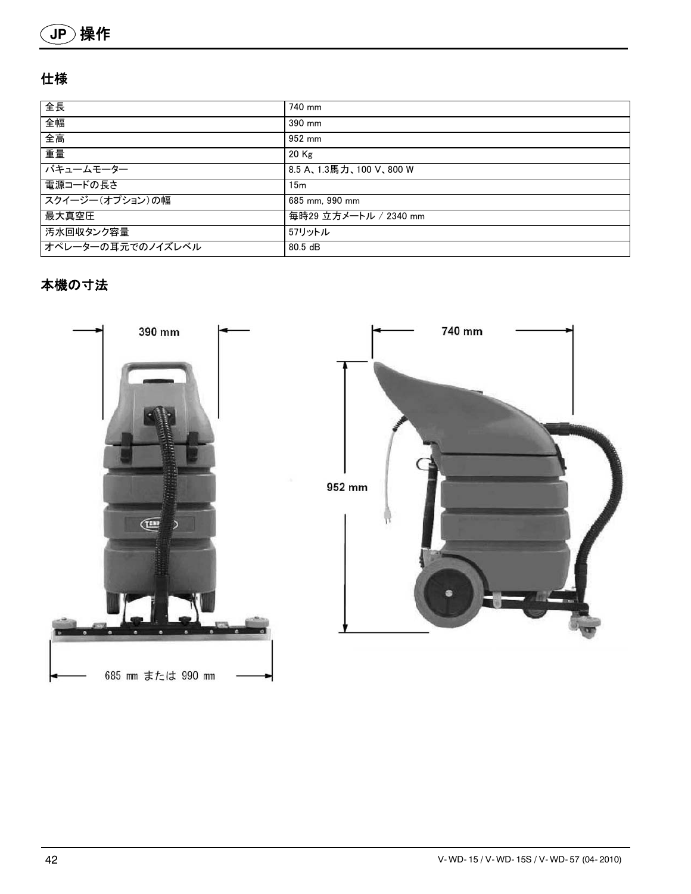# 操作

## 仕様

| | |
|---|---|
| 全長 | 740 mm |
| 全幅 | 390 mm |
| 全高 | 952 mm |
| 重量 | 20 Kg |
| バキュームモーター | 8.5 A、1.3馬力、100 V、800 W |
| 電源コードの長さ | 15m |
| スクイージー(オプション)の幅 | 685 mm, 990 mm |
| 最大真空圧 | 毎時29 立方メートル / 2340 mm |
| 汚水回収タンク容量 | 57リットル |
| オペレーターの耳元でのノイズレベル | 80.5 dB |

## 本機の寸法

390 mm

740 mm

952 mm

685 mm または 990 mm